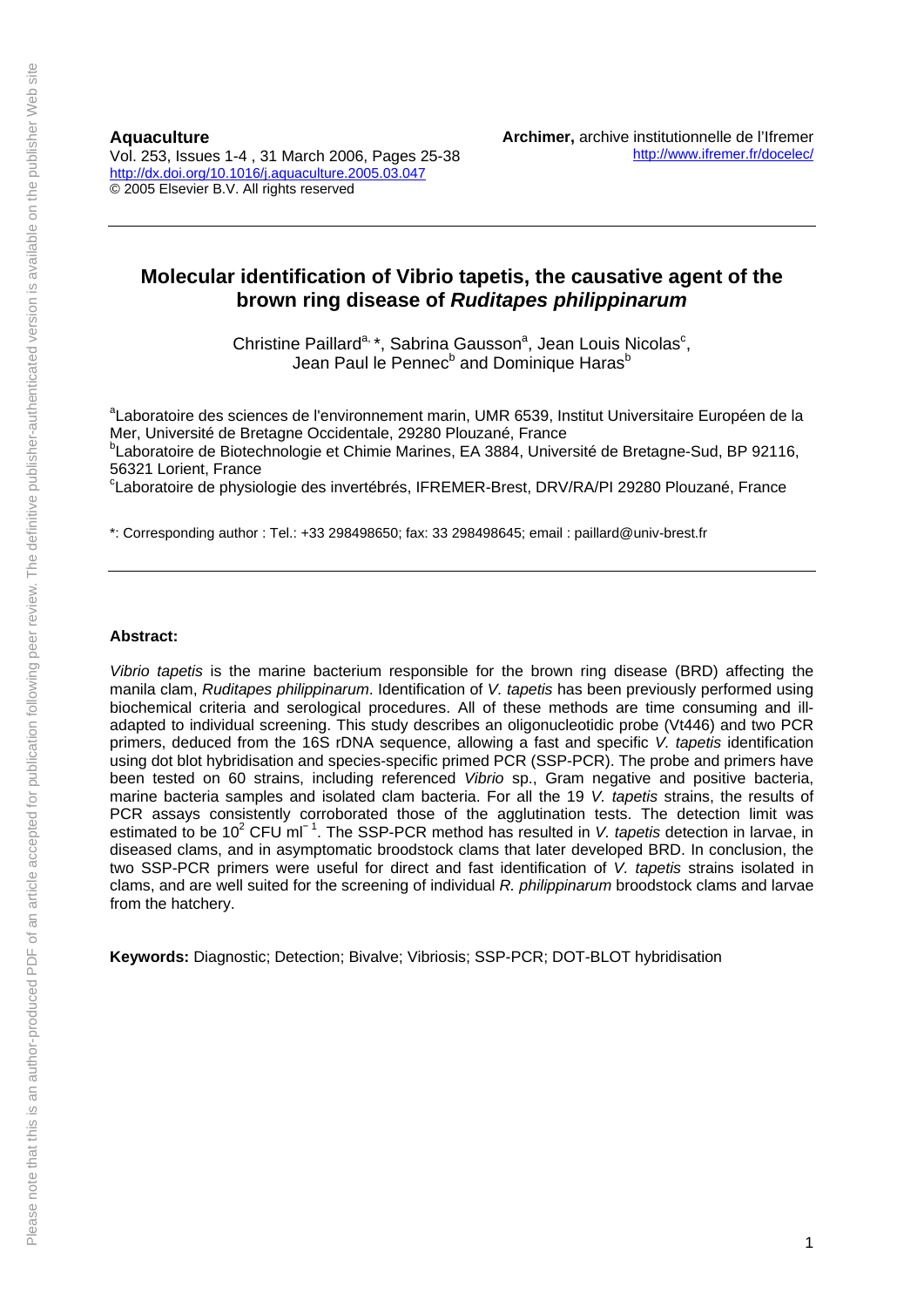**Aquaculture**
Vol. 253, Issues 1-4 , 31 March 2006, Pages 25-38
http://dx.doi.org/10.1016/j.aquaculture.2005.03.047
© 2005 Elsevier B.V. All rights reserved

**Archimer,** archive institutionnelle de l'Ifremer
http://www.ifremer.fr/docelec/

# Molecular identification of Vibrio tapetis, the causative agent of the brown ring disease of *Ruditapes philippinarum*

Christine Paillard[a, *], Sabrina Gausson[a], Jean Louis Nicolas[c], Jean Paul le Pennec[b] and Dominique Haras[b]

[a]Laboratoire des sciences de l'environnement marin, UMR 6539, Institut Universitaire Européen de la Mer, Université de Bretagne Occidentale, 29280 Plouzané, France
[b]Laboratoire de Biotechnologie et Chimie Marines, EA 3884, Université de Bretagne-Sud, BP 92116, 56321 Lorient, France
[c]Laboratoire de physiologie des invertébrés, IFREMER-Brest, DRV/RA/PI 29280 Plouzané, France

*: Corresponding author : Tel.: +33 298498650; fax: 33 298498645; email : paillard@univ-brest.fr

**Abstract:**

*Vibrio tapetis* is the marine bacterium responsible for the brown ring disease (BRD) affecting the manila clam, *Ruditapes philippinarum*. Identification of *V. tapetis* has been previously performed using biochemical criteria and serological procedures. All of these methods are time consuming and ill-adapted to individual screening. This study describes an oligonucleotidic probe (Vt446) and two PCR primers, deduced from the 16S rDNA sequence, allowing a fast and specific *V. tapetis* identification using dot blot hybridisation and species-specific primed PCR (SSP-PCR). The probe and primers have been tested on 60 strains, including referenced *Vibrio* sp., Gram negative and positive bacteria, marine bacteria samples and isolated clam bacteria. For all the 19 *V. tapetis* strains, the results of PCR assays consistently corroborated those of the agglutination tests. The detection limit was estimated to be $10^2$ CFU $ml^{-1}$. The SSP-PCR method has resulted in *V. tapetis* detection in larvae, in diseased clams, and in asymptomatic broodstock clams that later developed BRD. In conclusion, the two SSP-PCR primers were useful for direct and fast identification of *V. tapetis* strains isolated in clams, and are well suited for the screening of individual *R. philippinarum* broodstock clams and larvae from the hatchery.

**Keywords:** Diagnostic; Detection; Bivalve; Vibriosis; SSP-PCR; DOT-BLOT hybridisation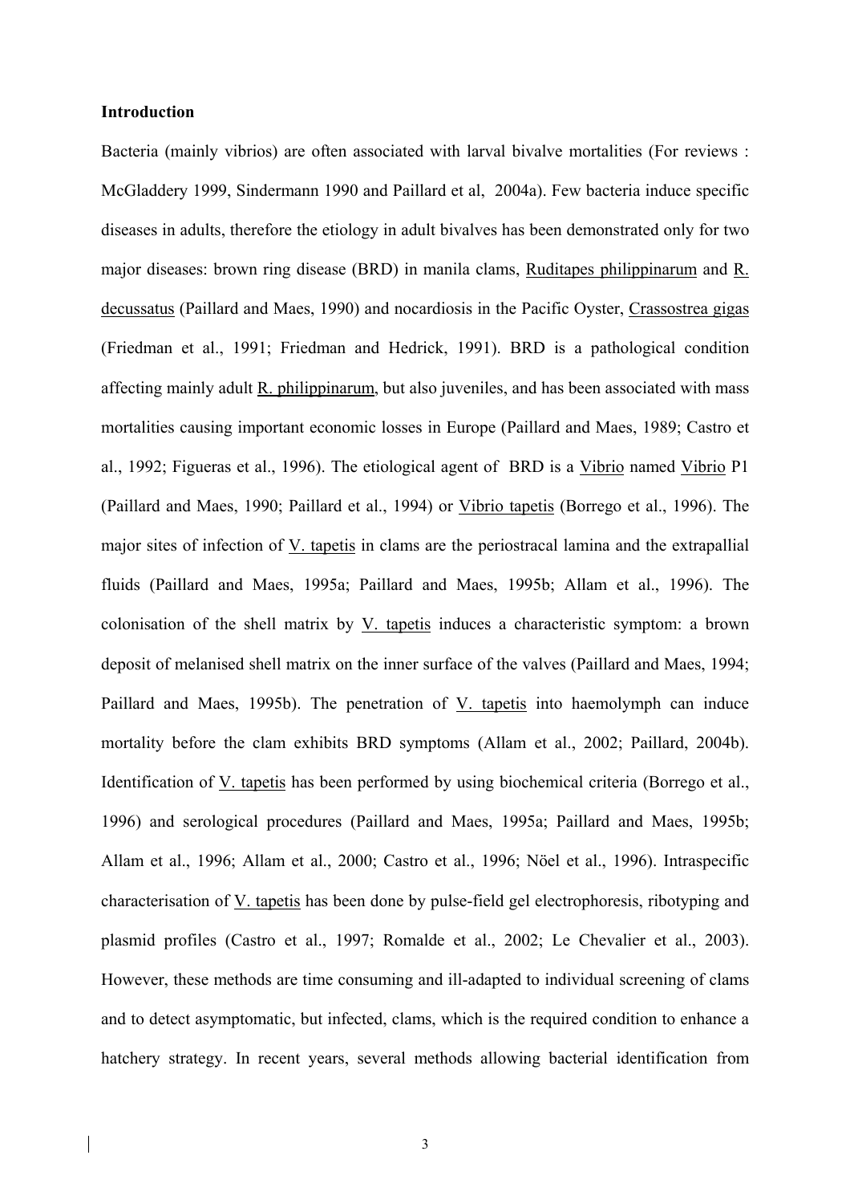## Introduction

Bacteria (mainly vibrios) are often associated with larval bivalve mortalities (For reviews : McGladdery 1999, Sindermann 1990 and Paillard et al, 2004a). Few bacteria induce specific diseases in adults, therefore the etiology in adult bivalves has been demonstrated only for two major diseases: brown ring disease (BRD) in manila clams, Ruditapes philippinarum and R. decussatus (Paillard and Maes, 1990) and nocardiosis in the Pacific Oyster, Crassostrea gigas (Friedman et al., 1991; Friedman and Hedrick, 1991). BRD is a pathological condition affecting mainly adult R. philippinarum, but also juveniles, and has been associated with mass mortalities causing important economic losses in Europe (Paillard and Maes, 1989; Castro et al., 1992; Figueras et al., 1996). The etiological agent of BRD is a Vibrio named Vibrio P1 (Paillard and Maes, 1990; Paillard et al., 1994) or Vibrio tapetis (Borrego et al., 1996). The major sites of infection of V. tapetis in clams are the periostracal lamina and the extrapallial fluids (Paillard and Maes, 1995a; Paillard and Maes, 1995b; Allam et al., 1996). The colonisation of the shell matrix by V. tapetis induces a characteristic symptom: a brown deposit of melanised shell matrix on the inner surface of the valves (Paillard and Maes, 1994; Paillard and Maes, 1995b). The penetration of V. tapetis into haemolymph can induce mortality before the clam exhibits BRD symptoms (Allam et al., 2002; Paillard, 2004b). Identification of V. tapetis has been performed by using biochemical criteria (Borrego et al., 1996) and serological procedures (Paillard and Maes, 1995a; Paillard and Maes, 1995b; Allam et al., 1996; Allam et al., 2000; Castro et al., 1996; Nöel et al., 1996). Intraspecific characterisation of V. tapetis has been done by pulse-field gel electrophoresis, ribotyping and plasmid profiles (Castro et al., 1997; Romalde et al., 2002; Le Chevalier et al., 2003). However, these methods are time consuming and ill-adapted to individual screening of clams and to detect asymptomatic, but infected, clams, which is the required condition to enhance a hatchery strategy. In recent years, several methods allowing bacterial identification from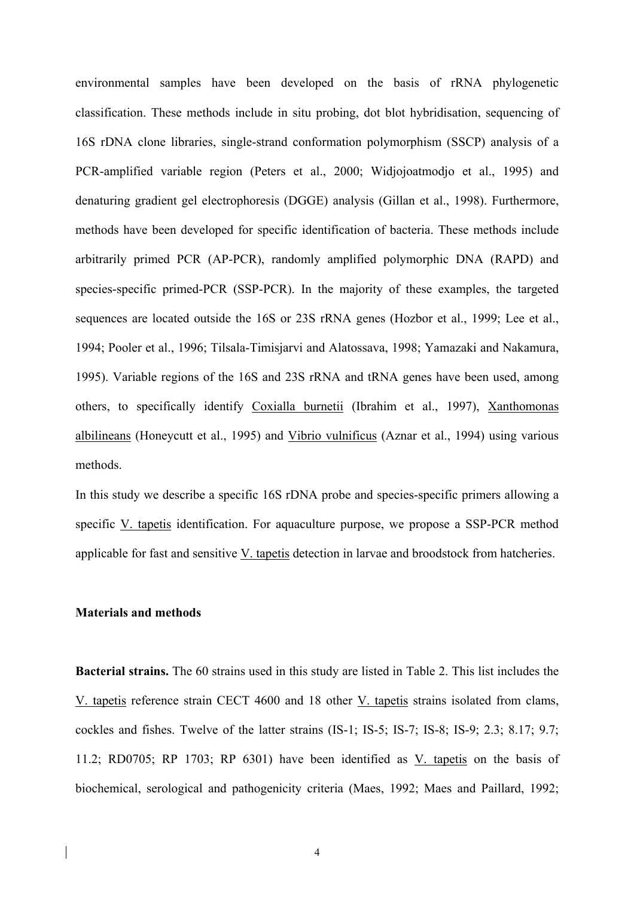environmental samples have been developed on the basis of rRNA phylogenetic classification. These methods include in situ probing, dot blot hybridisation, sequencing of 16S rDNA clone libraries, single-strand conformation polymorphism (SSCP) analysis of a PCR-amplified variable region (Peters et al., 2000; Widjojoatmodjo et al., 1995) and denaturing gradient gel electrophoresis (DGGE) analysis (Gillan et al., 1998). Furthermore, methods have been developed for specific identification of bacteria. These methods include arbitrarily primed PCR (AP-PCR), randomly amplified polymorphic DNA (RAPD) and species-specific primed-PCR (SSP-PCR). In the majority of these examples, the targeted sequences are located outside the 16S or 23S rRNA genes (Hozbor et al., 1999; Lee et al., 1994; Pooler et al., 1996; Tilsala-Timisjarvi and Alatossava, 1998; Yamazaki and Nakamura, 1995). Variable regions of the 16S and 23S rRNA and tRNA genes have been used, among others, to specifically identify Coxialla burnetii (Ibrahim et al., 1997), Xanthomonas albilineans (Honeycutt et al., 1995) and Vibrio vulnificus (Aznar et al., 1994) using various methods.

In this study we describe a specific 16S rDNA probe and species-specific primers allowing a specific V. tapetis identification. For aquaculture purpose, we propose a SSP-PCR method applicable for fast and sensitive V. tapetis detection in larvae and broodstock from hatcheries.

## Materials and methods

**Bacterial strains.** The 60 strains used in this study are listed in Table 2. This list includes the V. tapetis reference strain CECT 4600 and 18 other V. tapetis strains isolated from clams, cockles and fishes. Twelve of the latter strains (IS-1; IS-5; IS-7; IS-8; IS-9; 2.3; 8.17; 9.7; 11.2; RD0705; RP 1703; RP 6301) have been identified as V. tapetis on the basis of biochemical, serological and pathogenicity criteria (Maes, 1992; Maes and Paillard, 1992;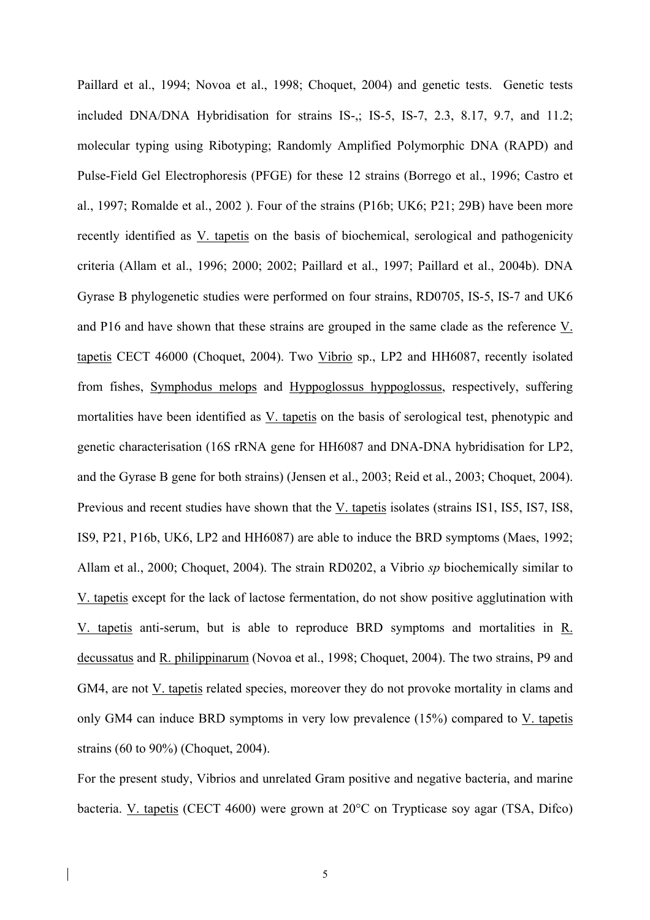Paillard et al., 1994; Novoa et al., 1998; Choquet, 2004) and genetic tests. Genetic tests included DNA/DNA Hybridisation for strains IS-,; IS-5, IS-7, 2.3, 8.17, 9.7, and 11.2; molecular typing using Ribotyping; Randomly Amplified Polymorphic DNA (RAPD) and Pulse-Field Gel Electrophoresis (PFGE) for these 12 strains (Borrego et al., 1996; Castro et al., 1997; Romalde et al., 2002 ). Four of the strains (P16b; UK6; P21; 29B) have been more recently identified as V. tapetis on the basis of biochemical, serological and pathogenicity criteria (Allam et al., 1996; 2000; 2002; Paillard et al., 1997; Paillard et al., 2004b). DNA Gyrase B phylogenetic studies were performed on four strains, RD0705, IS-5, IS-7 and UK6 and P16 and have shown that these strains are grouped in the same clade as the reference V. tapetis CECT 46000 (Choquet, 2004). Two Vibrio sp., LP2 and HH6087, recently isolated from fishes, Symphodus melops and Hyppoglossus hyppoglossus, respectively, suffering mortalities have been identified as V. tapetis on the basis of serological test, phenotypic and genetic characterisation (16S rRNA gene for HH6087 and DNA-DNA hybridisation for LP2, and the Gyrase B gene for both strains) (Jensen et al., 2003; Reid et al., 2003; Choquet, 2004). Previous and recent studies have shown that the V. tapetis isolates (strains IS1, IS5, IS7, IS8, IS9, P21, P16b, UK6, LP2 and HH6087) are able to induce the BRD symptoms (Maes, 1992; Allam et al., 2000; Choquet, 2004). The strain RD0202, a Vibrio *sp* biochemically similar to V. tapetis except for the lack of lactose fermentation, do not show positive agglutination with V. tapetis anti-serum, but is able to reproduce BRD symptoms and mortalities in R. decussatus and R. philippinarum (Novoa et al., 1998; Choquet, 2004). The two strains, P9 and GM4, are not V. tapetis related species, moreover they do not provoke mortality in clams and only GM4 can induce BRD symptoms in very low prevalence (15%) compared to V. tapetis strains (60 to 90%) (Choquet, 2004).

For the present study, Vibrios and unrelated Gram positive and negative bacteria, and marine bacteria. V. tapetis (CECT 4600) were grown at 20°C on Trypticase soy agar (TSA, Difco)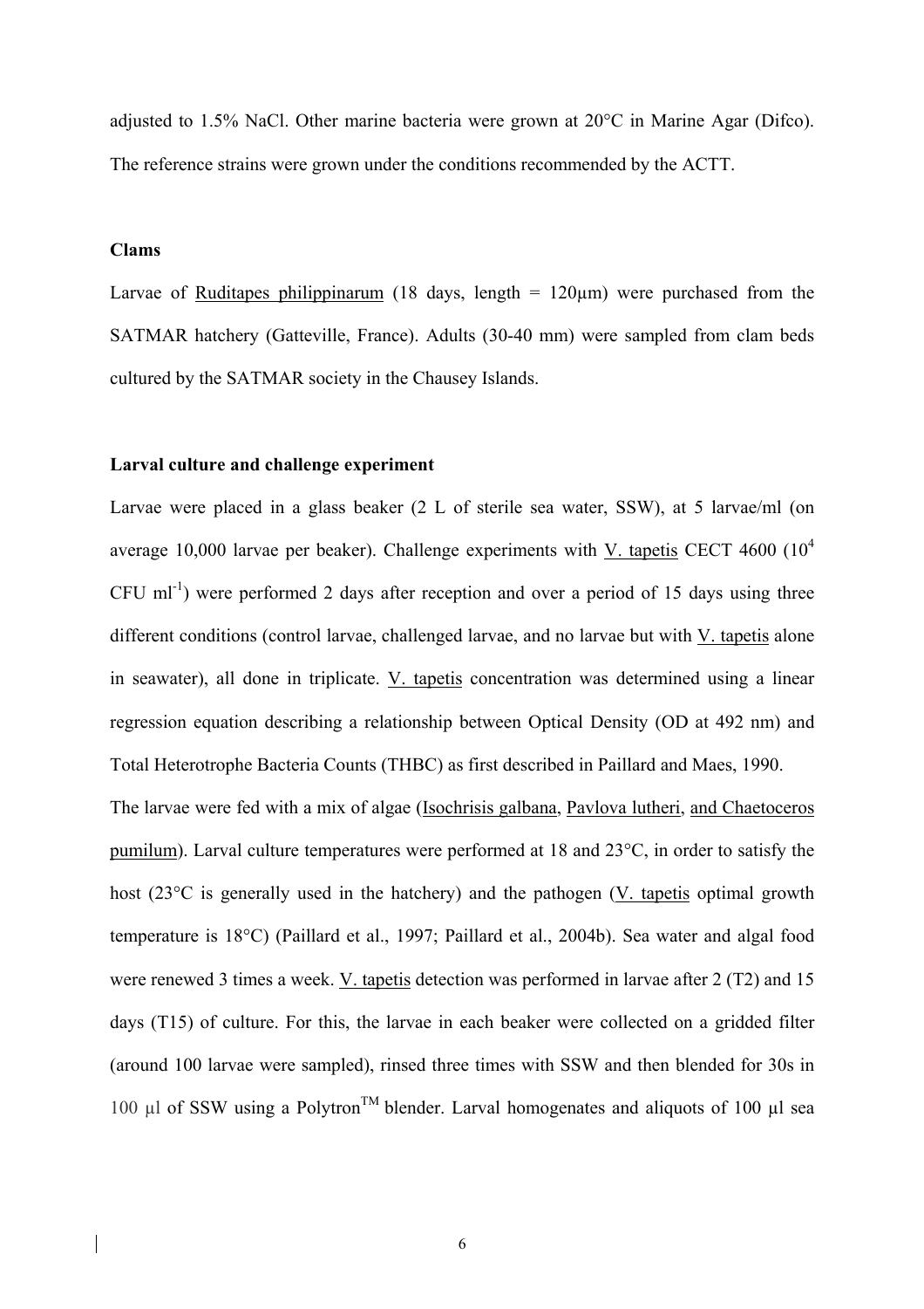adjusted to 1.5% NaCl. Other marine bacteria were grown at 20°C in Marine Agar (Difco). The reference strains were grown under the conditions recommended by the ACTT.

### Clams

Larvae of Ruditapes philippinarum (18 days, length = 120µm) were purchased from the SATMAR hatchery (Gatteville, France). Adults (30-40 mm) were sampled from clam beds cultured by the SATMAR society in the Chausey Islands.

### Larval culture and challenge experiment

Larvae were placed in a glass beaker (2 L of sterile sea water, SSW), at 5 larvae/ml (on average 10,000 larvae per beaker). Challenge experiments with V. tapetis CECT 4600 ($10^4$ CFU $ml^{-1}$) were performed 2 days after reception and over a period of 15 days using three different conditions (control larvae, challenged larvae, and no larvae but with V. tapetis alone in seawater), all done in triplicate. V. tapetis concentration was determined using a linear regression equation describing a relationship between Optical Density (OD at 492 nm) and Total Heterotrophe Bacteria Counts (THBC) as first described in Paillard and Maes, 1990.

The larvae were fed with a mix of algae (Isochrisis galbana, Pavlova lutheri, and Chaetoceros pumilum). Larval culture temperatures were performed at 18 and 23°C, in order to satisfy the host (23°C is generally used in the hatchery) and the pathogen (V. tapetis optimal growth temperature is 18°C) (Paillard et al., 1997; Paillard et al., 2004b). Sea water and algal food were renewed 3 times a week. V. tapetis detection was performed in larvae after 2 (T2) and 15 days (T15) of culture. For this, the larvae in each beaker were collected on a gridded filter (around 100 larvae were sampled), rinsed three times with SSW and then blended for 30s in 100 µl of SSW using a Polytron™ blender. Larval homogenates and aliquots of 100 µl sea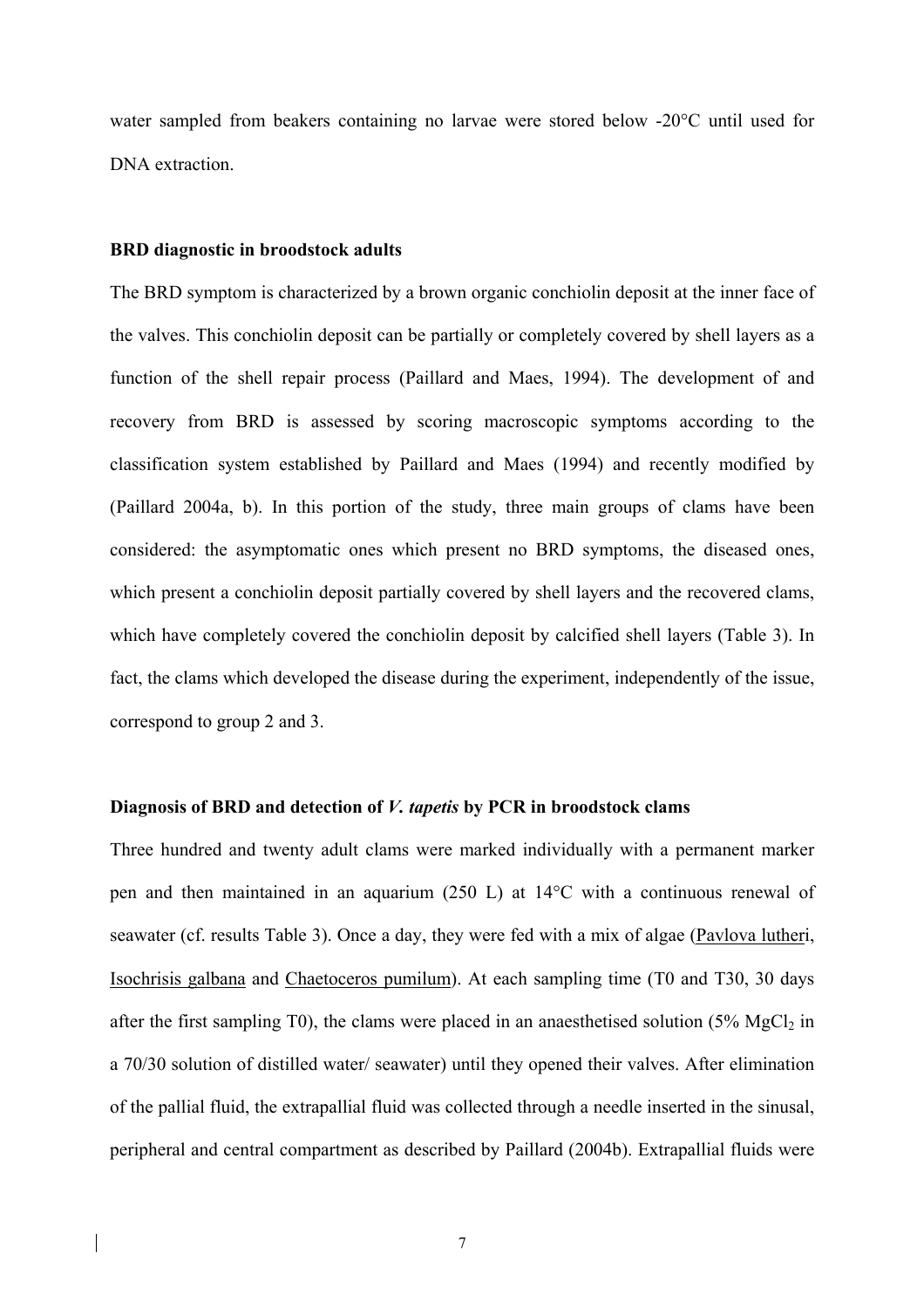water sampled from beakers containing no larvae were stored below -20°C until used for DNA extraction.

### BRD diagnostic in broodstock adults

The BRD symptom is characterized by a brown organic conchiolin deposit at the inner face of the valves. This conchiolin deposit can be partially or completely covered by shell layers as a function of the shell repair process (Paillard and Maes, 1994). The development of and recovery from BRD is assessed by scoring macroscopic symptoms according to the classification system established by Paillard and Maes (1994) and recently modified by (Paillard 2004a, b). In this portion of the study, three main groups of clams have been considered: the asymptomatic ones which present no BRD symptoms, the diseased ones, which present a conchiolin deposit partially covered by shell layers and the recovered clams, which have completely covered the conchiolin deposit by calcified shell layers (Table 3). In fact, the clams which developed the disease during the experiment, independently of the issue, correspond to group 2 and 3.

### Diagnosis of BRD and detection of *V. tapetis* by PCR in broodstock clams

Three hundred and twenty adult clams were marked individually with a permanent marker pen and then maintained in an aquarium (250 L) at 14°C with a continuous renewal of seawater (cf. results Table 3). Once a day, they were fed with a mix of algae (Pavlova lutheri, Isochrisis galbana and Chaetoceros pumilum). At each sampling time (T0 and T30, 30 days after the first sampling T0), the clams were placed in an anaesthetised solution (5% $MgCl_2$ in a 70/30 solution of distilled water/ seawater) until they opened their valves. After elimination of the pallial fluid, the extrapallial fluid was collected through a needle inserted in the sinusal, peripheral and central compartment as described by Paillard (2004b). Extrapallial fluids were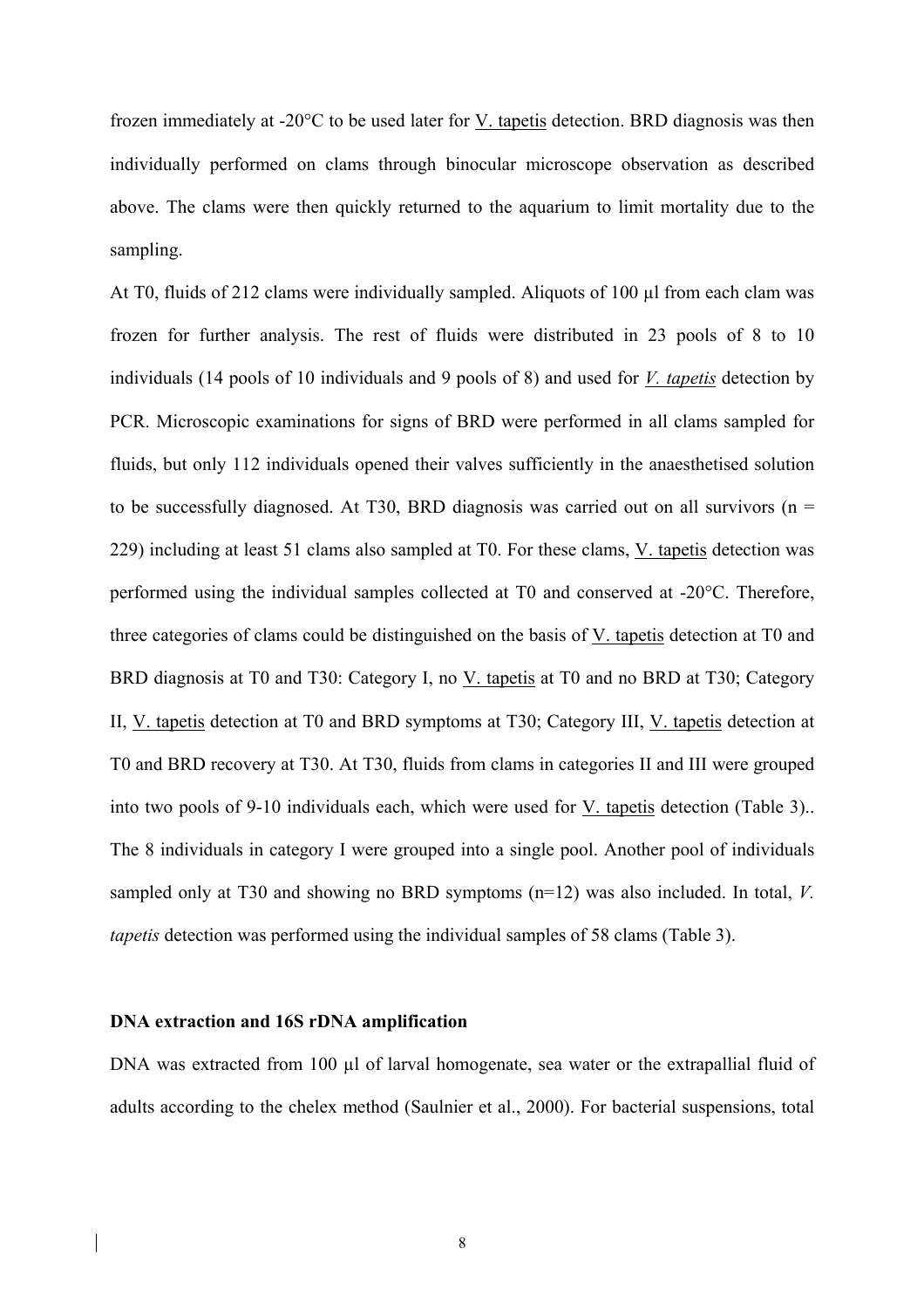frozen immediately at -20°C to be used later for V. tapetis detection. BRD diagnosis was then individually performed on clams through binocular microscope observation as described above. The clams were then quickly returned to the aquarium to limit mortality due to the sampling.

At T0, fluids of 212 clams were individually sampled. Aliquots of 100 µl from each clam was frozen for further analysis. The rest of fluids were distributed in 23 pools of 8 to 10 individuals (14 pools of 10 individuals and 9 pools of 8) and used for *V. tapetis* detection by PCR. Microscopic examinations for signs of BRD were performed in all clams sampled for fluids, but only 112 individuals opened their valves sufficiently in the anaesthetised solution to be successfully diagnosed. At T30, BRD diagnosis was carried out on all survivors (n = 229) including at least 51 clams also sampled at T0. For these clams, V. tapetis detection was performed using the individual samples collected at T0 and conserved at -20°C. Therefore, three categories of clams could be distinguished on the basis of V. tapetis detection at T0 and BRD diagnosis at T0 and T30: Category I, no V. tapetis at T0 and no BRD at T30; Category II, V. tapetis detection at T0 and BRD symptoms at T30; Category III, V. tapetis detection at T0 and BRD recovery at T30. At T30, fluids from clams in categories II and III were grouped into two pools of 9-10 individuals each, which were used for V. tapetis detection (Table 3).. The 8 individuals in category I were grouped into a single pool. Another pool of individuals sampled only at T30 and showing no BRD symptoms (n=12) was also included. In total, *V. tapetis* detection was performed using the individual samples of 58 clams (Table 3).

## DNA extraction and 16S rDNA amplification

DNA was extracted from 100 µl of larval homogenate, sea water or the extrapallial fluid of adults according to the chelex method (Saulnier et al., 2000). For bacterial suspensions, total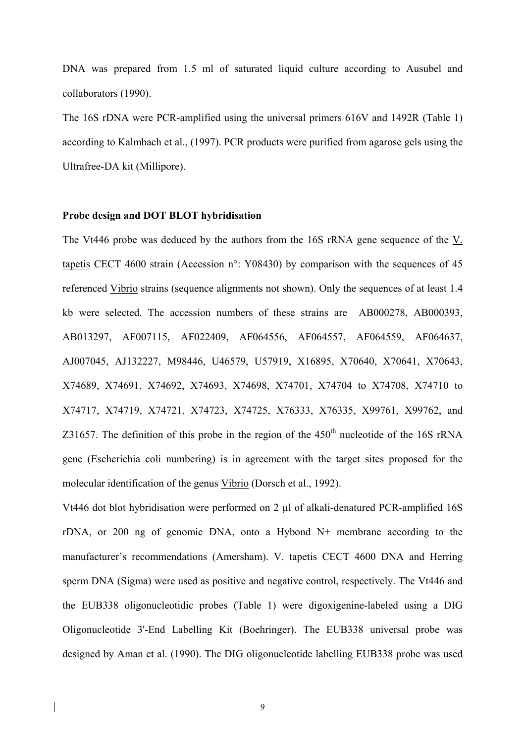DNA was prepared from 1.5 ml of saturated liquid culture according to Ausubel and collaborators (1990).

The 16S rDNA were PCR-amplified using the universal primers 616V and 1492R (Table 1) according to Kalmbach et al., (1997). PCR products were purified from agarose gels using the Ultrafree-DA kit (Millipore).

**Probe design and DOT BLOT hybridisation**

The Vt446 probe was deduced by the authors from the 16S rRNA gene sequence of the V. tapetis CECT 4600 strain (Accession n°: Y08430) by comparison with the sequences of 45 referenced Vibrio strains (sequence alignments not shown). Only the sequences of at least 1.4 kb were selected. The accession numbers of these strains are AB000278, AB000393, AB013297, AF007115, AF022409, AF064556, AF064557, AF064559, AF064637, AJ007045, AJ132227, M98446, U46579, U57919, X16895, X70640, X70641, X70643, X74689, X74691, X74692, X74693, X74698, X74701, X74704 to X74708, X74710 to X74717, X74719, X74721, X74723, X74725, X76333, X76335, X99761, X99762, and Z31657. The definition of this probe in the region of the 450th nucleotide of the 16S rRNA gene (Escherichia coli numbering) is in agreement with the target sites proposed for the molecular identification of the genus Vibrio (Dorsch et al., 1992).

Vt446 dot blot hybridisation were performed on 2 µl of alkali-denatured PCR-amplified 16S rDNA, or 200 ng of genomic DNA, onto a Hybond N+ membrane according to the manufacturer's recommendations (Amersham). V. tapetis CECT 4600 DNA and Herring sperm DNA (Sigma) were used as positive and negative control, respectively. The Vt446 and the EUB338 oligonucleotidic probes (Table 1) were digoxigenine-labeled using a DIG Oligonucleotide 3'-End Labelling Kit (Boehringer). The EUB338 universal probe was designed by Aman et al. (1990). The DIG oligonucleotide labelling EUB338 probe was used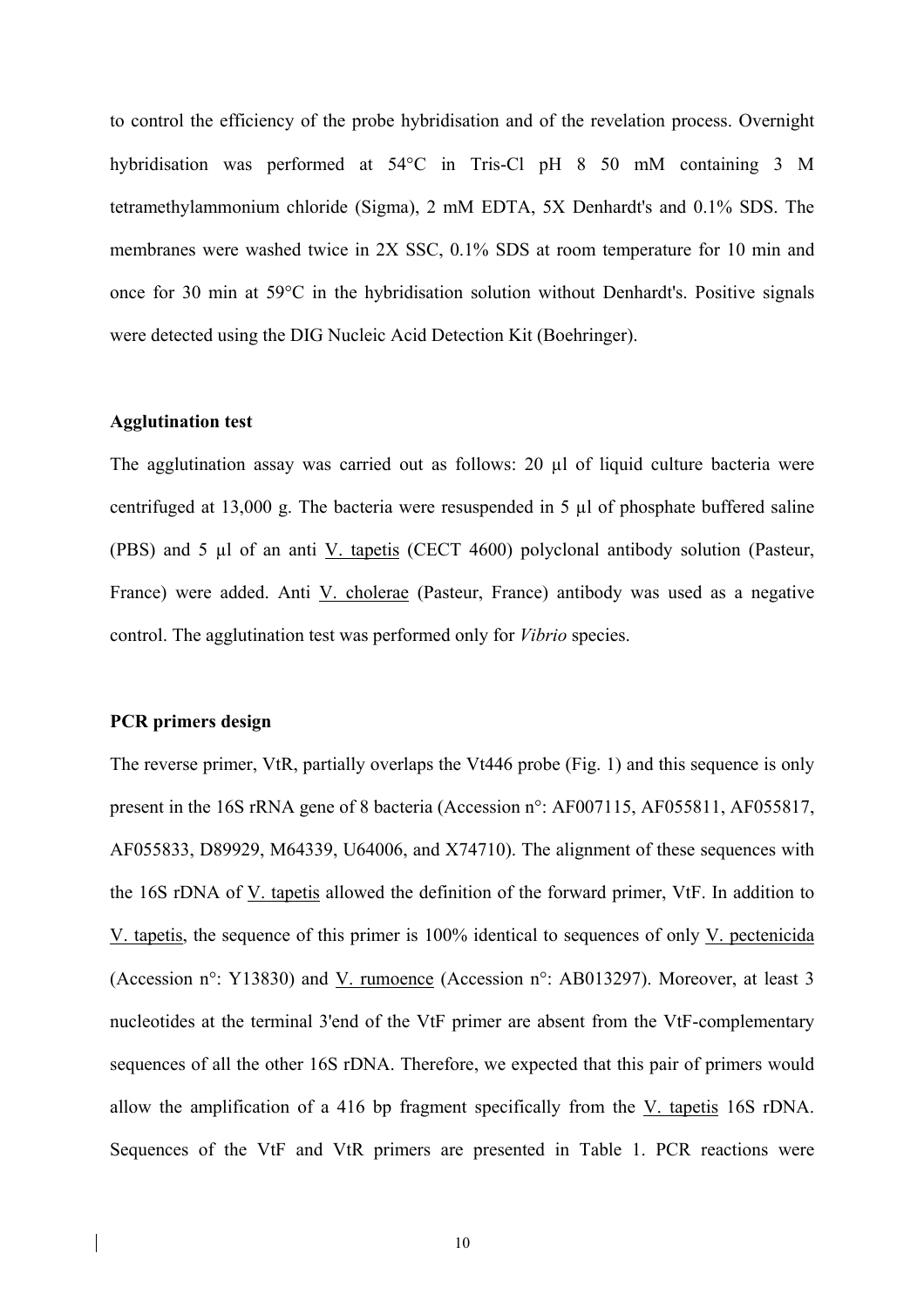to control the efficiency of the probe hybridisation and of the revelation process. Overnight hybridisation was performed at 54°C in Tris-Cl pH 8 50 mM containing 3 M tetramethylammonium chloride (Sigma), 2 mM EDTA, 5X Denhardt's and 0.1% SDS. The membranes were washed twice in 2X SSC, 0.1% SDS at room temperature for 10 min and once for 30 min at 59°C in the hybridisation solution without Denhardt's. Positive signals were detected using the DIG Nucleic Acid Detection Kit (Boehringer).

**Agglutination test**

The agglutination assay was carried out as follows: 20 µl of liquid culture bacteria were centrifuged at 13,000 g. The bacteria were resuspended in 5 µl of phosphate buffered saline (PBS) and 5 µl of an anti V. tapetis (CECT 4600) polyclonal antibody solution (Pasteur, France) were added. Anti V. cholerae (Pasteur, France) antibody was used as a negative control. The agglutination test was performed only for *Vibrio* species.

**PCR primers design**

The reverse primer, VtR, partially overlaps the Vt446 probe (Fig. 1) and this sequence is only present in the 16S rRNA gene of 8 bacteria (Accession n°: AF007115, AF055811, AF055817, AF055833, D89929, M64339, U64006, and X74710). The alignment of these sequences with the 16S rDNA of V. tapetis allowed the definition of the forward primer, VtF. In addition to V. tapetis, the sequence of this primer is 100% identical to sequences of only V. pectenicida (Accession n°: Y13830) and V. rumoence (Accession n°: AB013297). Moreover, at least 3 nucleotides at the terminal 3'end of the VtF primer are absent from the VtF-complementary sequences of all the other 16S rDNA. Therefore, we expected that this pair of primers would allow the amplification of a 416 bp fragment specifically from the V. tapetis 16S rDNA. Sequences of the VtF and VtR primers are presented in Table 1. PCR reactions were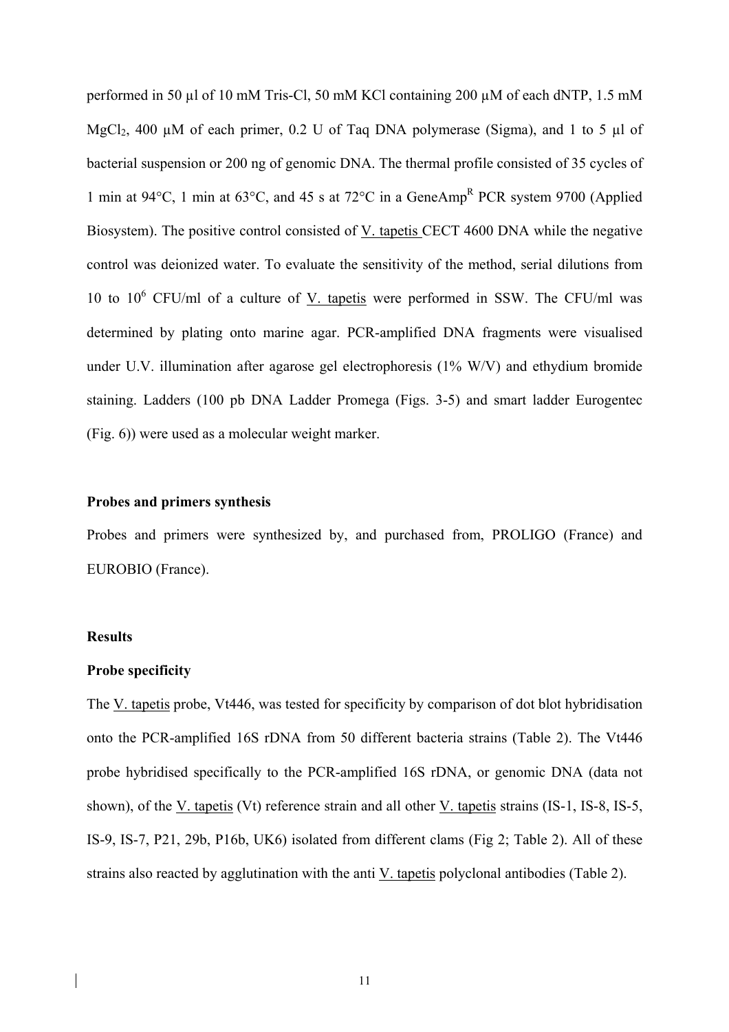performed in 50 µl of 10 mM Tris-Cl, 50 mM KCl containing 200 µM of each dNTP, 1.5 mM $MgCl_2$, 400 µM of each primer, 0.2 U of Taq DNA polymerase (Sigma), and 1 to 5 µl of bacterial suspension or 200 ng of genomic DNA. The thermal profile consisted of 35 cycles of 1 min at 94°C, 1 min at 63°C, and 45 s at 72°C in a GeneAmp[R] PCR system 9700 (Applied Biosystem). The positive control consisted of V. tapetis CECT 4600 DNA while the negative control was deionized water. To evaluate the sensitivity of the method, serial dilutions from 10 to $10^6$ CFU/ml of a culture of V. tapetis were performed in SSW. The CFU/ml was determined by plating onto marine agar. PCR-amplified DNA fragments were visualised under U.V. illumination after agarose gel electrophoresis (1% W/V) and ethydium bromide staining. Ladders (100 pb DNA Ladder Promega (Figs. 3-5) and smart ladder Eurogentec (Fig. 6)) were used as a molecular weight marker.

**Probes and primers synthesis**

Probes and primers were synthesized by, and purchased from, PROLIGO (France) and EUROBIO (France).

**Results**

**Probe specificity**

The V. tapetis probe, Vt446, was tested for specificity by comparison of dot blot hybridisation onto the PCR-amplified 16S rDNA from 50 different bacteria strains (Table 2). The Vt446 probe hybridised specifically to the PCR-amplified 16S rDNA, or genomic DNA (data not shown), of the V. tapetis (Vt) reference strain and all other V. tapetis strains (IS-1, IS-8, IS-5, IS-9, IS-7, P21, 29b, P16b, UK6) isolated from different clams (Fig 2; Table 2). All of these strains also reacted by agglutination with the anti V. tapetis polyclonal antibodies (Table 2).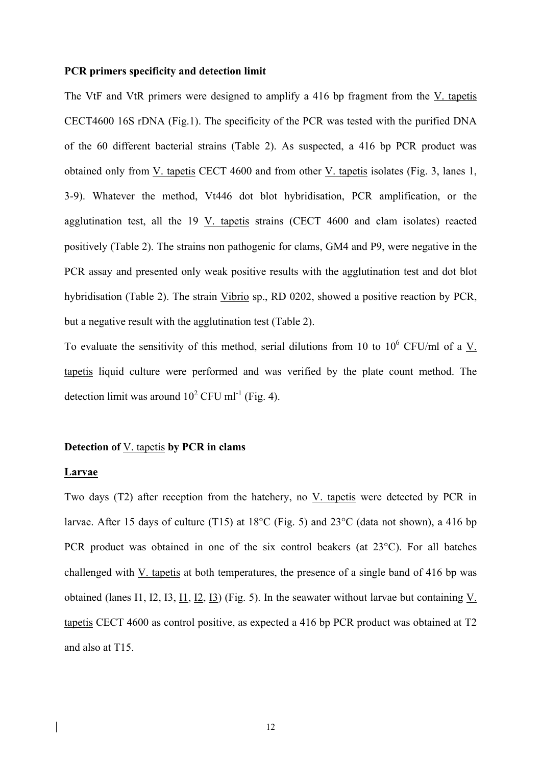**PCR primers specificity and detection limit**

The VtF and VtR primers were designed to amplify a 416 bp fragment from the V. tapetis CECT4600 16S rDNA (Fig.1). The specificity of the PCR was tested with the purified DNA of the 60 different bacterial strains (Table 2). As suspected, a 416 bp PCR product was obtained only from V. tapetis CECT 4600 and from other V. tapetis isolates (Fig. 3, lanes 1, 3-9). Whatever the method, Vt446 dot blot hybridisation, PCR amplification, or the agglutination test, all the 19 V. tapetis strains (CECT 4600 and clam isolates) reacted positively (Table 2). The strains non pathogenic for clams, GM4 and P9, were negative in the PCR assay and presented only weak positive results with the agglutination test and dot blot hybridisation (Table 2). The strain Vibrio sp., RD 0202, showed a positive reaction by PCR, but a negative result with the agglutination test (Table 2).

To evaluate the sensitivity of this method, serial dilutions from 10 to $10^6$ CFU/ml of a V. tapetis liquid culture were performed and was verified by the plate count method. The detection limit was around $10^2$ CFU $ml^{-1}$ (Fig. 4).

**Detection of V. tapetis by PCR in clams**

**Larvae**

Two days (T2) after reception from the hatchery, no V. tapetis were detected by PCR in larvae. After 15 days of culture (T15) at 18°C (Fig. 5) and 23°C (data not shown), a 416 bp PCR product was obtained in one of the six control beakers (at 23°C). For all batches challenged with V. tapetis at both temperatures, the presence of a single band of 416 bp was obtained (lanes I1, I2, I3, I1, I2, I3) (Fig. 5). In the seawater without larvae but containing V. tapetis CECT 4600 as control positive, as expected a 416 bp PCR product was obtained at T2 and also at T15.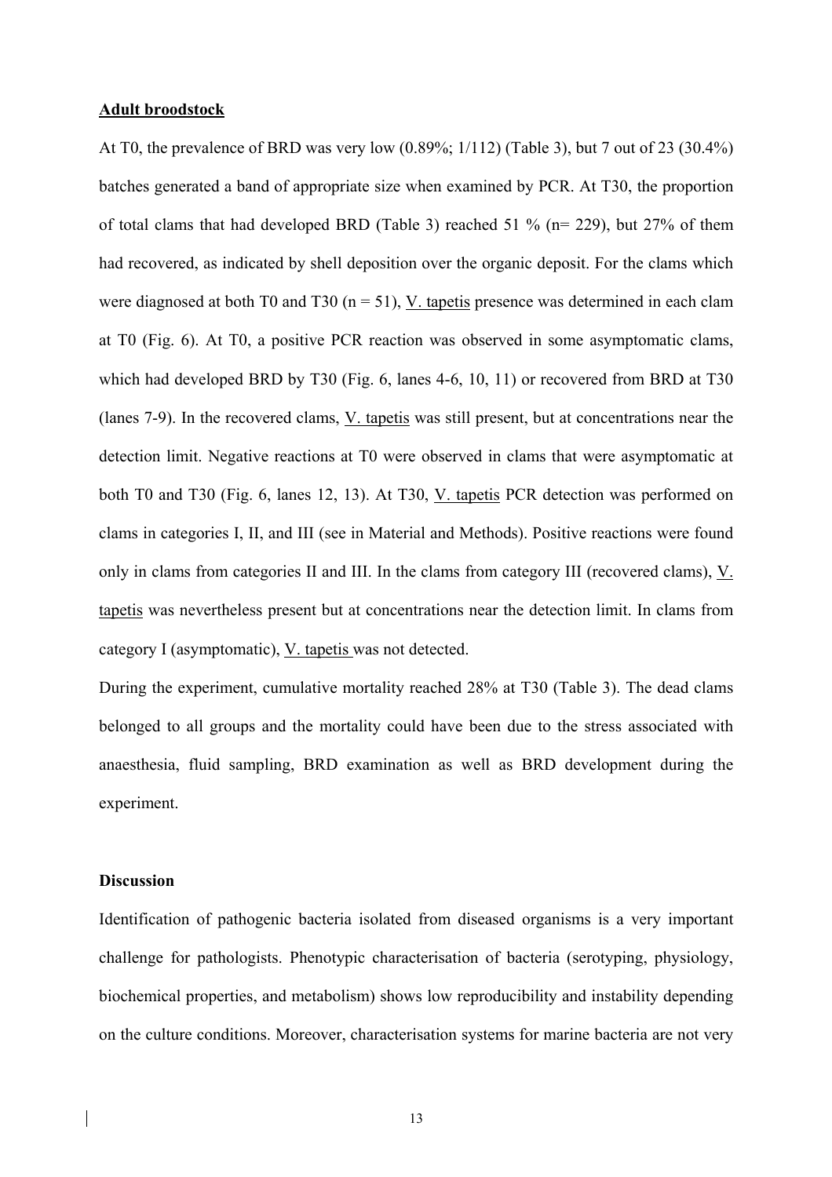**Adult broodstock**

At T0, the prevalence of BRD was very low (0.89%; 1/112) (Table 3), but 7 out of 23 (30.4%) batches generated a band of appropriate size when examined by PCR. At T30, the proportion of total clams that had developed BRD (Table 3) reached 51 % (n= 229), but 27% of them had recovered, as indicated by shell deposition over the organic deposit. For the clams which were diagnosed at both T0 and T30 (n = 51), V. tapetis presence was determined in each clam at T0 (Fig. 6). At T0, a positive PCR reaction was observed in some asymptomatic clams, which had developed BRD by T30 (Fig. 6, lanes 4-6, 10, 11) or recovered from BRD at T30 (lanes 7-9). In the recovered clams, V. tapetis was still present, but at concentrations near the detection limit. Negative reactions at T0 were observed in clams that were asymptomatic at both T0 and T30 (Fig. 6, lanes 12, 13). At T30, V. tapetis PCR detection was performed on clams in categories I, II, and III (see in Material and Methods). Positive reactions were found only in clams from categories II and III. In the clams from category III (recovered clams), V. tapetis was nevertheless present but at concentrations near the detection limit. In clams from category I (asymptomatic), V. tapetis was not detected.

During the experiment, cumulative mortality reached 28% at T30 (Table 3). The dead clams belonged to all groups and the mortality could have been due to the stress associated with anaesthesia, fluid sampling, BRD examination as well as BRD development during the experiment.

## Discussion

Identification of pathogenic bacteria isolated from diseased organisms is a very important challenge for pathologists. Phenotypic characterisation of bacteria (serotyping, physiology, biochemical properties, and metabolism) shows low reproducibility and instability depending on the culture conditions. Moreover, characterisation systems for marine bacteria are not very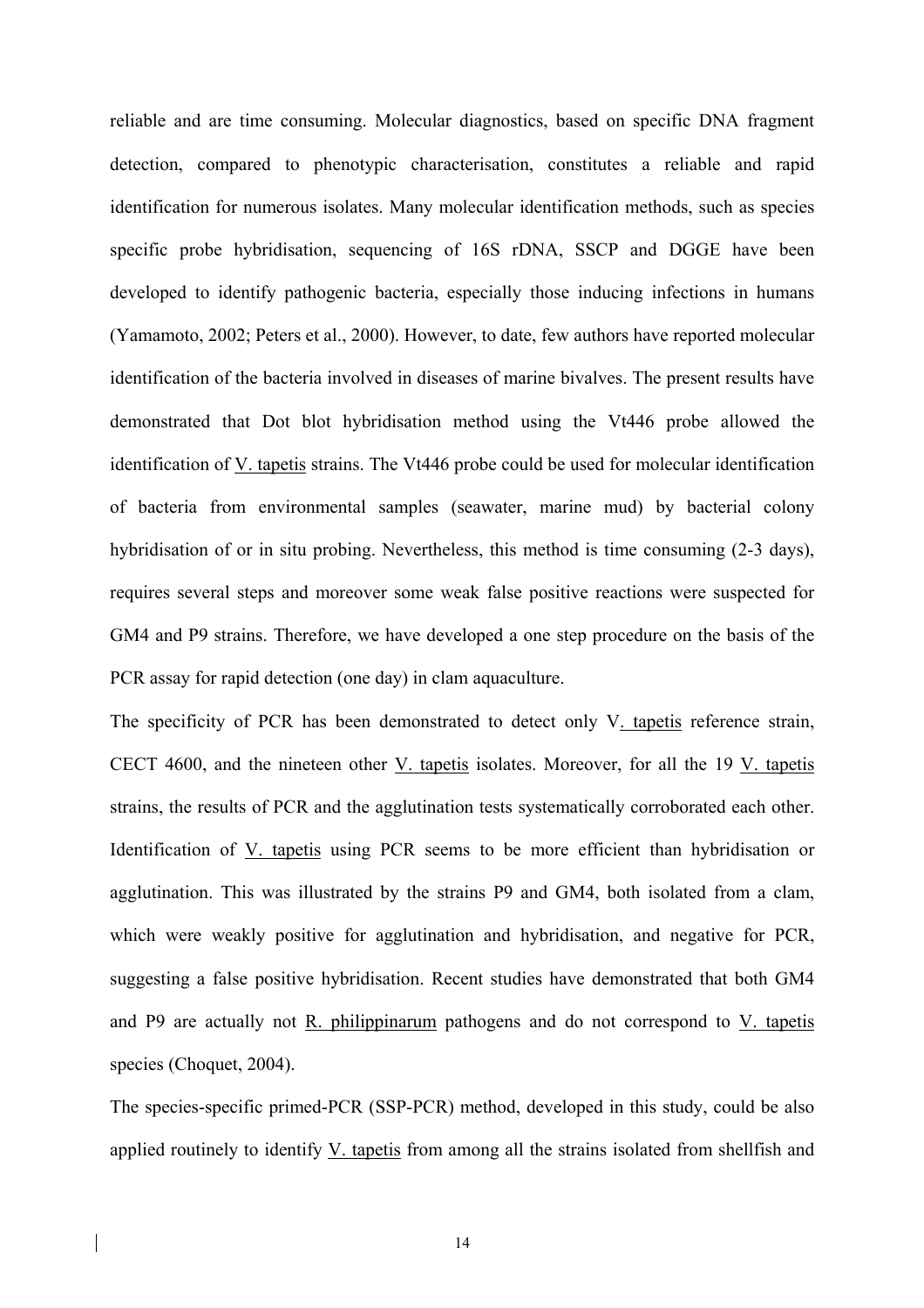reliable and are time consuming. Molecular diagnostics, based on specific DNA fragment detection, compared to phenotypic characterisation, constitutes a reliable and rapid identification for numerous isolates. Many molecular identification methods, such as species specific probe hybridisation, sequencing of 16S rDNA, SSCP and DGGE have been developed to identify pathogenic bacteria, especially those inducing infections in humans (Yamamoto, 2002; Peters et al., 2000). However, to date, few authors have reported molecular identification of the bacteria involved in diseases of marine bivalves. The present results have demonstrated that Dot blot hybridisation method using the Vt446 probe allowed the identification of V. tapetis strains. The Vt446 probe could be used for molecular identification of bacteria from environmental samples (seawater, marine mud) by bacterial colony hybridisation of or in situ probing. Nevertheless, this method is time consuming (2-3 days), requires several steps and moreover some weak false positive reactions were suspected for GM4 and P9 strains. Therefore, we have developed a one step procedure on the basis of the PCR assay for rapid detection (one day) in clam aquaculture.

The specificity of PCR has been demonstrated to detect only V. tapetis reference strain, CECT 4600, and the nineteen other V. tapetis isolates. Moreover, for all the 19 V. tapetis strains, the results of PCR and the agglutination tests systematically corroborated each other. Identification of V. tapetis using PCR seems to be more efficient than hybridisation or agglutination. This was illustrated by the strains P9 and GM4, both isolated from a clam, which were weakly positive for agglutination and hybridisation, and negative for PCR, suggesting a false positive hybridisation. Recent studies have demonstrated that both GM4 and P9 are actually not R. philippinarum pathogens and do not correspond to V. tapetis species (Choquet, 2004).

The species-specific primed-PCR (SSP-PCR) method, developed in this study, could be also applied routinely to identify V. tapetis from among all the strains isolated from shellfish and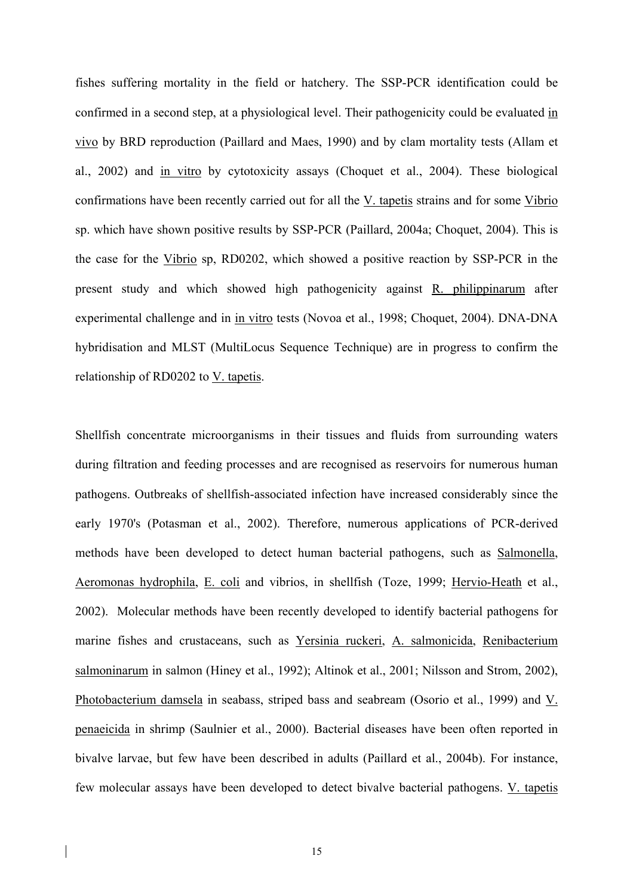fishes suffering mortality in the field or hatchery. The SSP-PCR identification could be confirmed in a second step, at a physiological level. Their pathogenicity could be evaluated in vivo by BRD reproduction (Paillard and Maes, 1990) and by clam mortality tests (Allam et al., 2002) and in vitro by cytotoxicity assays (Choquet et al., 2004). These biological confirmations have been recently carried out for all the V. tapetis strains and for some Vibrio sp. which have shown positive results by SSP-PCR (Paillard, 2004a; Choquet, 2004). This is the case for the Vibrio sp, RD0202, which showed a positive reaction by SSP-PCR in the present study and which showed high pathogenicity against R. philippinarum after experimental challenge and in in vitro tests (Novoa et al., 1998; Choquet, 2004). DNA-DNA hybridisation and MLST (MultiLocus Sequence Technique) are in progress to confirm the relationship of RD0202 to V. tapetis.

Shellfish concentrate microorganisms in their tissues and fluids from surrounding waters during filtration and feeding processes and are recognised as reservoirs for numerous human pathogens. Outbreaks of shellfish-associated infection have increased considerably since the early 1970's (Potasman et al., 2002). Therefore, numerous applications of PCR-derived methods have been developed to detect human bacterial pathogens, such as Salmonella, Aeromonas hydrophila, E. coli and vibrios, in shellfish (Toze, 1999; Hervio-Heath et al., 2002). Molecular methods have been recently developed to identify bacterial pathogens for marine fishes and crustaceans, such as Yersinia ruckeri, A. salmonicida, Renibacterium salmoninarum in salmon (Hiney et al., 1992); Altinok et al., 2001; Nilsson and Strom, 2002), Photobacterium damsela in seabass, striped bass and seabream (Osorio et al., 1999) and V. penaeicida in shrimp (Saulnier et al., 2000). Bacterial diseases have been often reported in bivalve larvae, but few have been described in adults (Paillard et al., 2004b). For instance, few molecular assays have been developed to detect bivalve bacterial pathogens. V. tapetis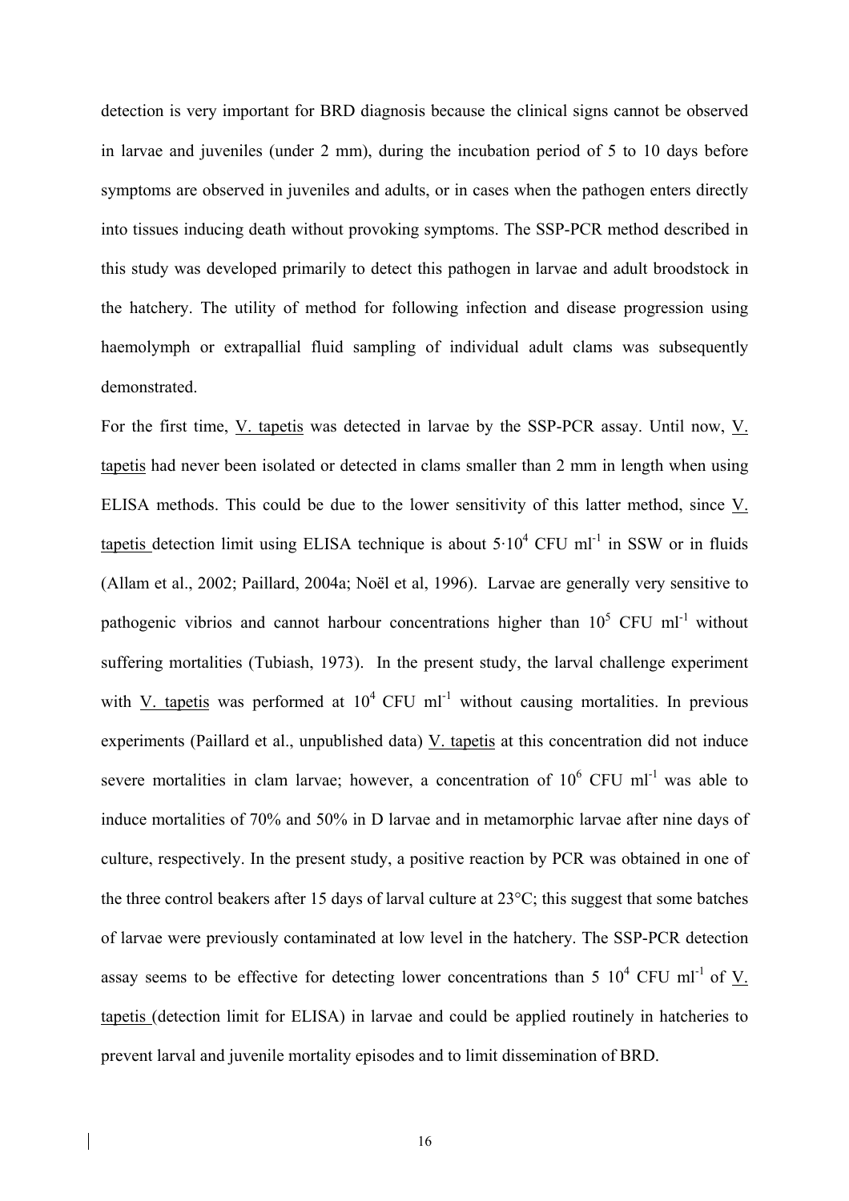detection is very important for BRD diagnosis because the clinical signs cannot be observed in larvae and juveniles (under 2 mm), during the incubation period of 5 to 10 days before symptoms are observed in juveniles and adults, or in cases when the pathogen enters directly into tissues inducing death without provoking symptoms. The SSP-PCR method described in this study was developed primarily to detect this pathogen in larvae and adult broodstock in the hatchery. The utility of method for following infection and disease progression using haemolymph or extrapallial fluid sampling of individual adult clams was subsequently demonstrated.

For the first time, V. tapetis was detected in larvae by the SSP-PCR assay. Until now, V. tapetis had never been isolated or detected in clams smaller than 2 mm in length when using ELISA methods. This could be due to the lower sensitivity of this latter method, since V. tapetis detection limit using ELISA technique is about $5 \cdot 10^4$ CFU ml$^{-1}$ in SSW or in fluids (Allam et al., 2002; Paillard, 2004a; Noël et al, 1996). Larvae are generally very sensitive to pathogenic vibrios and cannot harbour concentrations higher than $10^5$ CFU ml$^{-1}$ without suffering mortalities (Tubiash, 1973). In the present study, the larval challenge experiment with V. tapetis was performed at $10^4$ CFU ml$^{-1}$ without causing mortalities. In previous experiments (Paillard et al., unpublished data) V. tapetis at this concentration did not induce severe mortalities in clam larvae; however, a concentration of $10^6$ CFU ml$^{-1}$ was able to induce mortalities of 70% and 50% in D larvae and in metamorphic larvae after nine days of culture, respectively. In the present study, a positive reaction by PCR was obtained in one of the three control beakers after 15 days of larval culture at 23°C; this suggest that some batches of larvae were previously contaminated at low level in the hatchery. The SSP-PCR detection assay seems to be effective for detecting lower concentrations than $5\ 10^4$ CFU ml$^{-1}$ of V. tapetis (detection limit for ELISA) in larvae and could be applied routinely in hatcheries to prevent larval and juvenile mortality episodes and to limit dissemination of BRD.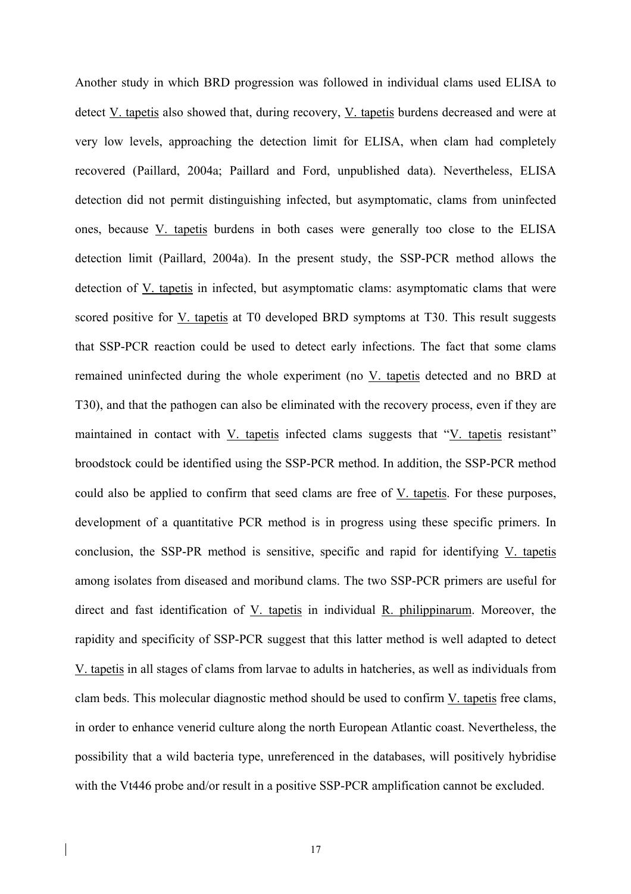Another study in which BRD progression was followed in individual clams used ELISA to detect V. tapetis also showed that, during recovery, V. tapetis burdens decreased and were at very low levels, approaching the detection limit for ELISA, when clam had completely recovered (Paillard, 2004a; Paillard and Ford, unpublished data). Nevertheless, ELISA detection did not permit distinguishing infected, but asymptomatic, clams from uninfected ones, because V. tapetis burdens in both cases were generally too close to the ELISA detection limit (Paillard, 2004a). In the present study, the SSP-PCR method allows the detection of V. tapetis in infected, but asymptomatic clams: asymptomatic clams that were scored positive for V. tapetis at T0 developed BRD symptoms at T30. This result suggests that SSP-PCR reaction could be used to detect early infections. The fact that some clams remained uninfected during the whole experiment (no V. tapetis detected and no BRD at T30), and that the pathogen can also be eliminated with the recovery process, even if they are maintained in contact with V. tapetis infected clams suggests that "V. tapetis resistant" broodstock could be identified using the SSP-PCR method. In addition, the SSP-PCR method could also be applied to confirm that seed clams are free of V. tapetis. For these purposes, development of a quantitative PCR method is in progress using these specific primers. In conclusion, the SSP-PR method is sensitive, specific and rapid for identifying V. tapetis among isolates from diseased and moribund clams. The two SSP-PCR primers are useful for direct and fast identification of V. tapetis in individual R. philippinarum. Moreover, the rapidity and specificity of SSP-PCR suggest that this latter method is well adapted to detect V. tapetis in all stages of clams from larvae to adults in hatcheries, as well as individuals from clam beds. This molecular diagnostic method should be used to confirm V. tapetis free clams, in order to enhance venerid culture along the north European Atlantic coast. Nevertheless, the possibility that a wild bacteria type, unreferenced in the databases, will positively hybridise with the Vt446 probe and/or result in a positive SSP-PCR amplification cannot be excluded.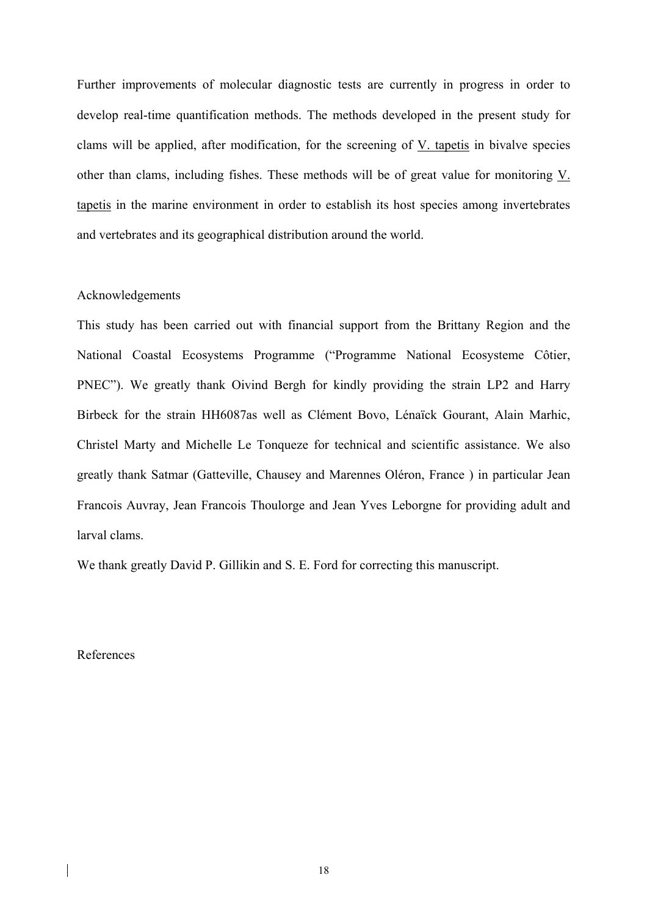Further improvements of molecular diagnostic tests are currently in progress in order to develop real-time quantification methods. The methods developed in the present study for clams will be applied, after modification, for the screening of V. tapetis in bivalve species other than clams, including fishes. These methods will be of great value for monitoring V. tapetis in the marine environment in order to establish its host species among invertebrates and vertebrates and its geographical distribution around the world.

## Acknowledgements

This study has been carried out with financial support from the Brittany Region and the National Coastal Ecosystems Programme ("Programme National Ecosysteme Côtier, PNEC"). We greatly thank Oivind Bergh for kindly providing the strain LP2 and Harry Birbeck for the strain HH6087as well as Clément Bovo, Lénaïck Gourant, Alain Marhic, Christel Marty and Michelle Le Tonqueze for technical and scientific assistance. We also greatly thank Satmar (Gatteville, Chausey and Marennes Oléron, France ) in particular Jean Francois Auvray, Jean Francois Thoulorge and Jean Yves Leborgne for providing adult and larval clams.

We thank greatly David P. Gillikin and S. E. Ford for correcting this manuscript.

## References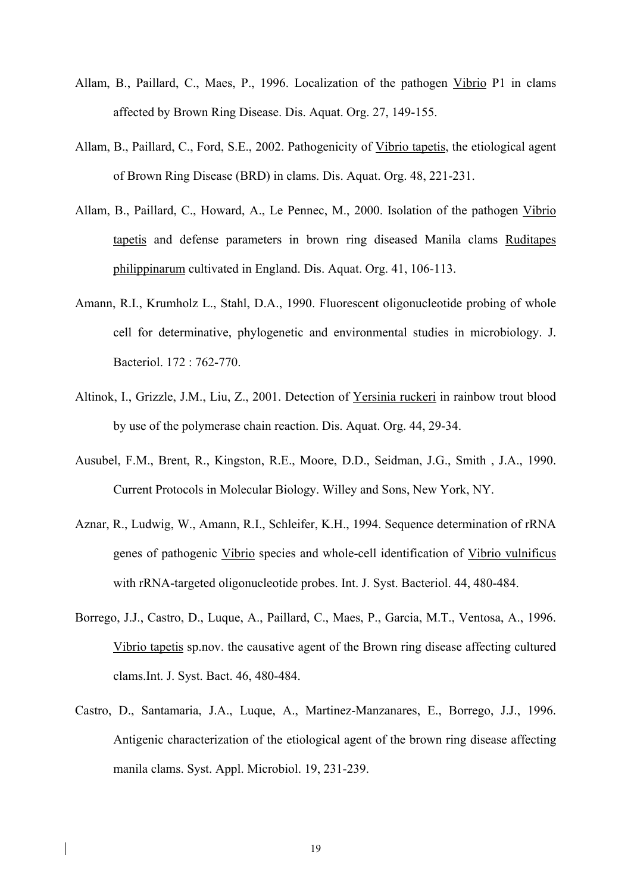Allam, B., Paillard, C., Maes, P., 1996. Localization of the pathogen Vibrio P1 in clams affected by Brown Ring Disease. Dis. Aquat. Org. 27, 149-155.

Allam, B., Paillard, C., Ford, S.E., 2002. Pathogenicity of Vibrio tapetis, the etiological agent of Brown Ring Disease (BRD) in clams. Dis. Aquat. Org. 48, 221-231.

Allam, B., Paillard, C., Howard, A., Le Pennec, M., 2000. Isolation of the pathogen Vibrio tapetis and defense parameters in brown ring diseased Manila clams Ruditapes philippinarum cultivated in England. Dis. Aquat. Org. 41, 106-113.

Amann, R.I., Krumholz L., Stahl, D.A., 1990. Fluorescent oligonucleotide probing of whole cell for determinative, phylogenetic and environmental studies in microbiology. J. Bacteriol. 172 : 762-770.

Altinok, I., Grizzle, J.M., Liu, Z., 2001. Detection of Yersinia ruckeri in rainbow trout blood by use of the polymerase chain reaction. Dis. Aquat. Org. 44, 29-34.

Ausubel, F.M., Brent, R., Kingston, R.E., Moore, D.D., Seidman, J.G., Smith , J.A., 1990. Current Protocols in Molecular Biology. Willey and Sons, New York, NY.

Aznar, R., Ludwig, W., Amann, R.I., Schleifer, K.H., 1994. Sequence determination of rRNA genes of pathogenic Vibrio species and whole-cell identification of Vibrio vulnificus with rRNA-targeted oligonucleotide probes. Int. J. Syst. Bacteriol. 44, 480-484.

Borrego, J.J., Castro, D., Luque, A., Paillard, C., Maes, P., Garcia, M.T., Ventosa, A., 1996. Vibrio tapetis sp.nov. the causative agent of the Brown ring disease affecting cultured clams.Int. J. Syst. Bact. 46, 480-484.

Castro, D., Santamaria, J.A., Luque, A., Martinez-Manzanares, E., Borrego, J.J., 1996. Antigenic characterization of the etiological agent of the brown ring disease affecting manila clams. Syst. Appl. Microbiol. 19, 231-239.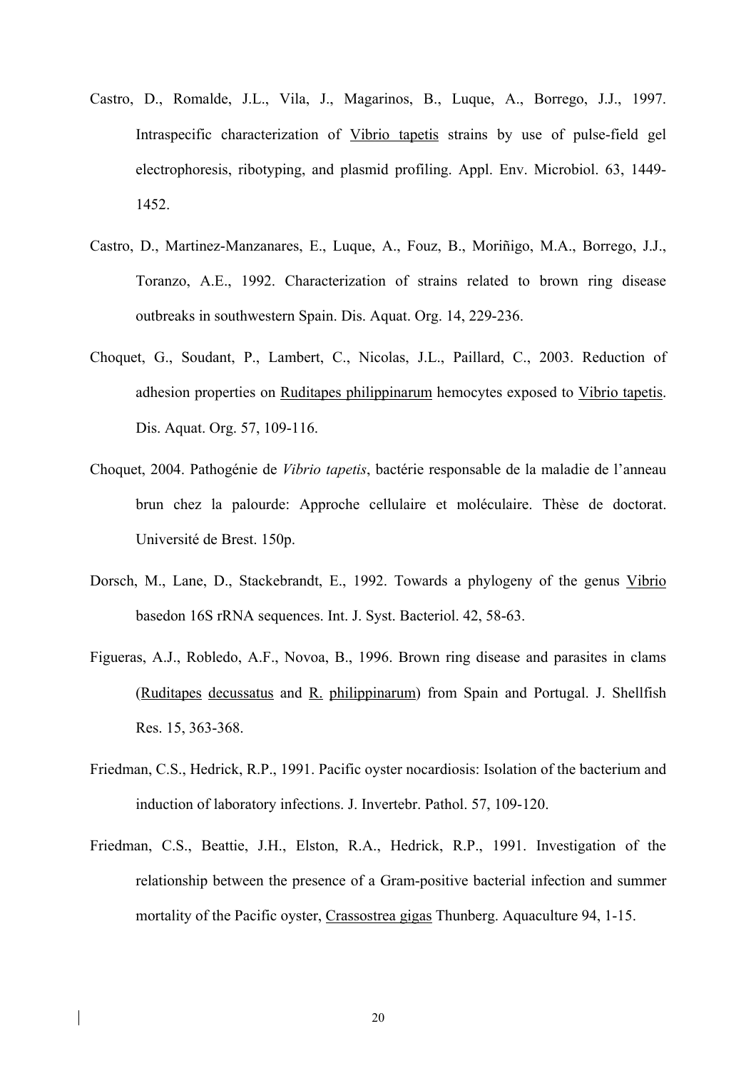Castro, D., Romalde, J.L., Vila, J., Magarinos, B., Luque, A., Borrego, J.J., 1997. Intraspecific characterization of Vibrio tapetis strains by use of pulse-field gel electrophoresis, ribotyping, and plasmid profiling. Appl. Env. Microbiol. 63, 1449-1452.

Castro, D., Martinez-Manzanares, E., Luque, A., Fouz, B., Moriñigo, M.A., Borrego, J.J., Toranzo, A.E., 1992. Characterization of strains related to brown ring disease outbreaks in southwestern Spain. Dis. Aquat. Org. 14, 229-236.

Choquet, G., Soudant, P., Lambert, C., Nicolas, J.L., Paillard, C., 2003. Reduction of adhesion properties on Ruditapes philippinarum hemocytes exposed to Vibrio tapetis. Dis. Aquat. Org. 57, 109-116.

Choquet, 2004. Pathogénie de *Vibrio tapetis*, bactérie responsable de la maladie de l'anneau brun chez la palourde: Approche cellulaire et moléculaire. Thèse de doctorat. Université de Brest. 150p.

Dorsch, M., Lane, D., Stackebrandt, E., 1992. Towards a phylogeny of the genus Vibrio basedon 16S rRNA sequences. Int. J. Syst. Bacteriol. 42, 58-63.

Figueras, A.J., Robledo, A.F., Novoa, B., 1996. Brown ring disease and parasites in clams (Ruditapes decussatus and R. philippinarum) from Spain and Portugal. J. Shellfish Res. 15, 363-368.

Friedman, C.S., Hedrick, R.P., 1991. Pacific oyster nocardiosis: Isolation of the bacterium and induction of laboratory infections. J. Invertebr. Pathol. 57, 109-120.

Friedman, C.S., Beattie, J.H., Elston, R.A., Hedrick, R.P., 1991. Investigation of the relationship between the presence of a Gram-positive bacterial infection and summer mortality of the Pacific oyster, Crassostrea gigas Thunberg. Aquaculture 94, 1-15.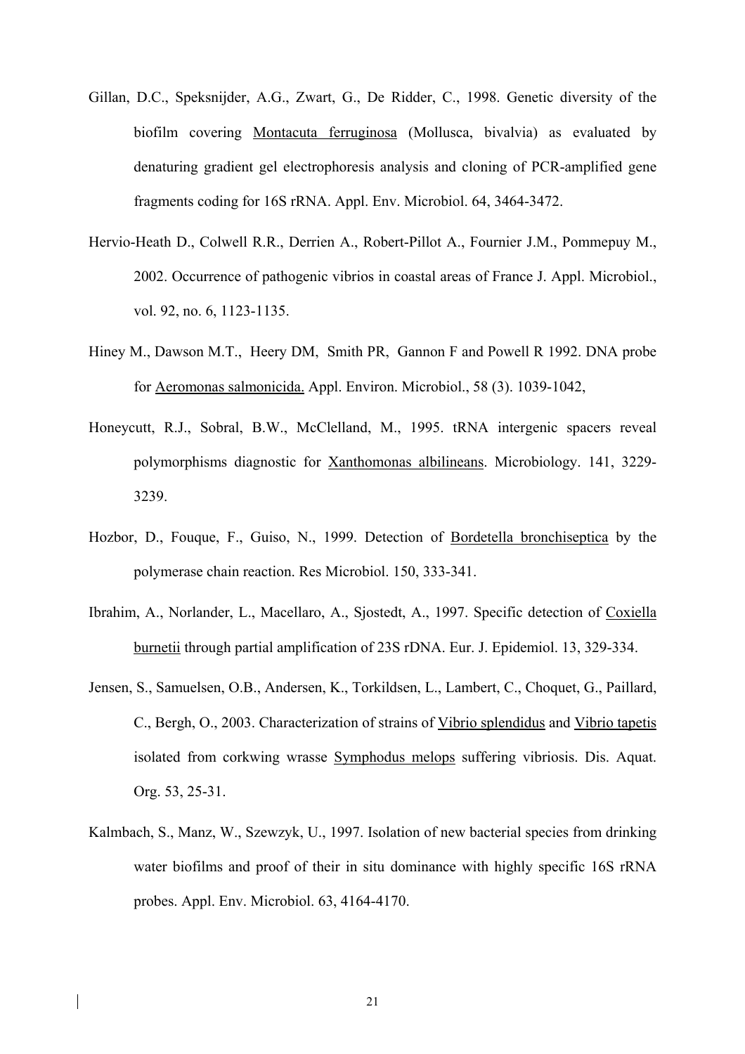Gillan, D.C., Speksnijder, A.G., Zwart, G., De Ridder, C., 1998. Genetic diversity of the biofilm covering Montacuta ferruginosa (Mollusca, bivalvia) as evaluated by denaturing gradient gel electrophoresis analysis and cloning of PCR-amplified gene fragments coding for 16S rRNA. Appl. Env. Microbiol. 64, 3464-3472.

Hervio-Heath D., Colwell R.R., Derrien A., Robert-Pillot A., Fournier J.M., Pommepuy M., 2002. Occurrence of pathogenic vibrios in coastal areas of France J. Appl. Microbiol., vol. 92, no. 6, 1123-1135.

Hiney M., Dawson M.T., Heery DM, Smith PR, Gannon F and Powell R 1992. DNA probe for Aeromonas salmonicida. Appl. Environ. Microbiol., 58 (3). 1039-1042,

Honeycutt, R.J., Sobral, B.W., McClelland, M., 1995. tRNA intergenic spacers reveal polymorphisms diagnostic for Xanthomonas albilineans. Microbiology. 141, 3229-3239.

Hozbor, D., Fouque, F., Guiso, N., 1999. Detection of Bordetella bronchiseptica by the polymerase chain reaction. Res Microbiol. 150, 333-341.

Ibrahim, A., Norlander, L., Macellaro, A., Sjostedt, A., 1997. Specific detection of Coxiella burnetii through partial amplification of 23S rDNA. Eur. J. Epidemiol. 13, 329-334.

Jensen, S., Samuelsen, O.B., Andersen, K., Torkildsen, L., Lambert, C., Choquet, G., Paillard, C., Bergh, O., 2003. Characterization of strains of Vibrio splendidus and Vibrio tapetis isolated from corkwing wrasse Symphodus melops suffering vibriosis. Dis. Aquat. Org. 53, 25-31.

Kalmbach, S., Manz, W., Szewzyk, U., 1997. Isolation of new bacterial species from drinking water biofilms and proof of their in situ dominance with highly specific 16S rRNA probes. Appl. Env. Microbiol. 63, 4164-4170.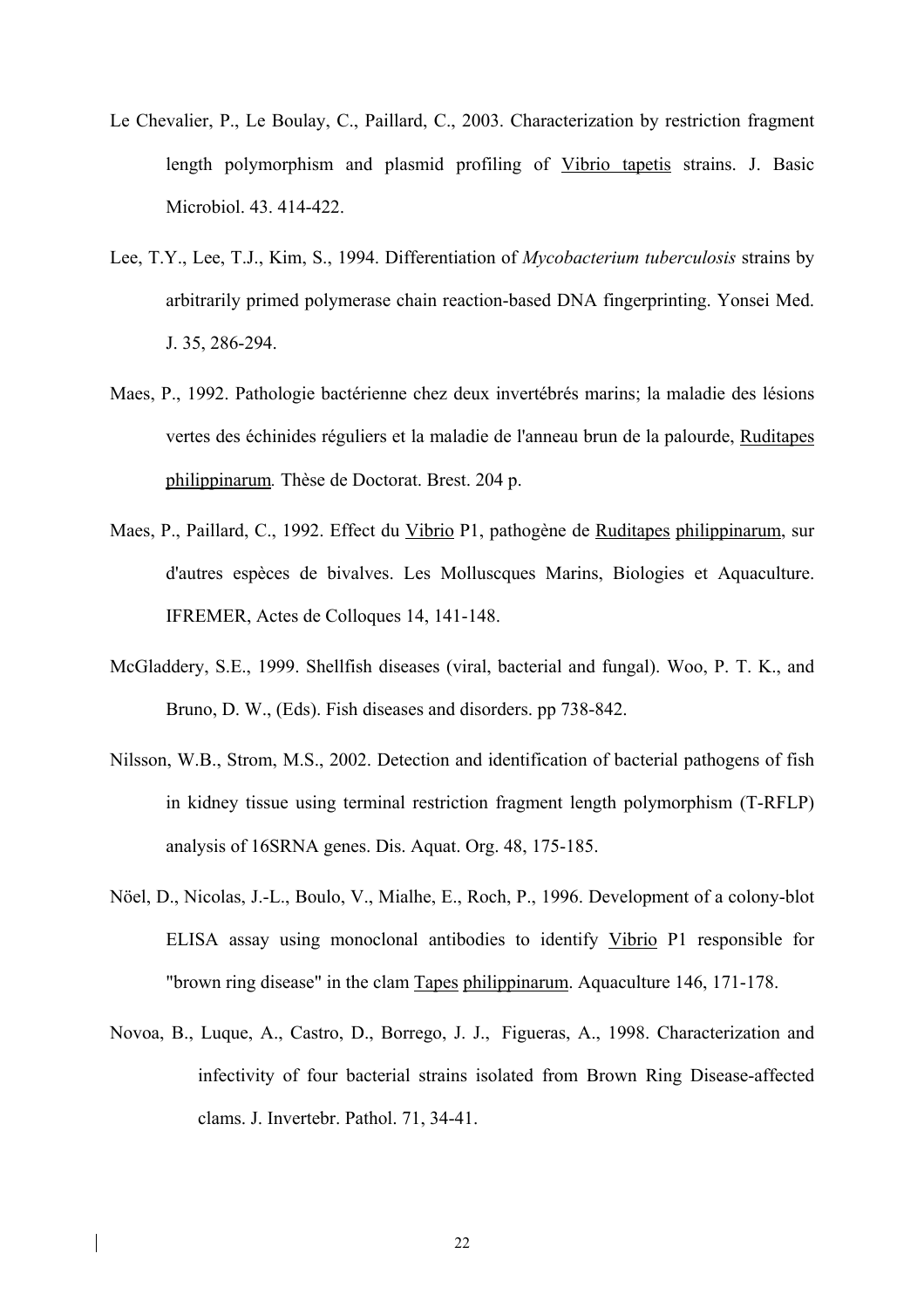Le Chevalier, P., Le Boulay, C., Paillard, C., 2003. Characterization by restriction fragment length polymorphism and plasmid profiling of Vibrio tapetis strains. J. Basic Microbiol. 43. 414-422.

Lee, T.Y., Lee, T.J., Kim, S., 1994. Differentiation of *Mycobacterium tuberculosis* strains by arbitrarily primed polymerase chain reaction-based DNA fingerprinting. Yonsei Med. J. 35, 286-294.

Maes, P., 1992. Pathologie bactérienne chez deux invertébrés marins; la maladie des lésions vertes des échinides réguliers et la maladie de l'anneau brun de la palourde, Ruditapes philippinarum*.* Thèse de Doctorat. Brest. 204 p.

Maes, P., Paillard, C., 1992. Effect du Vibrio P1, pathogène de Ruditapes philippinarum, sur d'autres espèces de bivalves. Les Molluscques Marins, Biologies et Aquaculture. IFREMER, Actes de Colloques 14, 141-148.

McGladdery, S.E., 1999. Shellfish diseases (viral, bacterial and fungal). Woo, P. T. K., and Bruno, D. W., (Eds). Fish diseases and disorders. pp 738-842.

Nilsson, W.B., Strom, M.S., 2002. Detection and identification of bacterial pathogens of fish in kidney tissue using terminal restriction fragment length polymorphism (T-RFLP) analysis of 16SRNA genes. Dis. Aquat. Org. 48, 175-185.

Nöel, D., Nicolas, J.-L., Boulo, V., Mialhe, E., Roch, P., 1996. Development of a colony-blot ELISA assay using monoclonal antibodies to identify Vibrio P1 responsible for "brown ring disease" in the clam Tapes philippinarum. Aquaculture 146, 171-178.

Novoa, B., Luque, A., Castro, D., Borrego, J. J., Figueras, A., 1998. Characterization and infectivity of four bacterial strains isolated from Brown Ring Disease-affected clams. J. Invertebr. Pathol. 71, 34-41.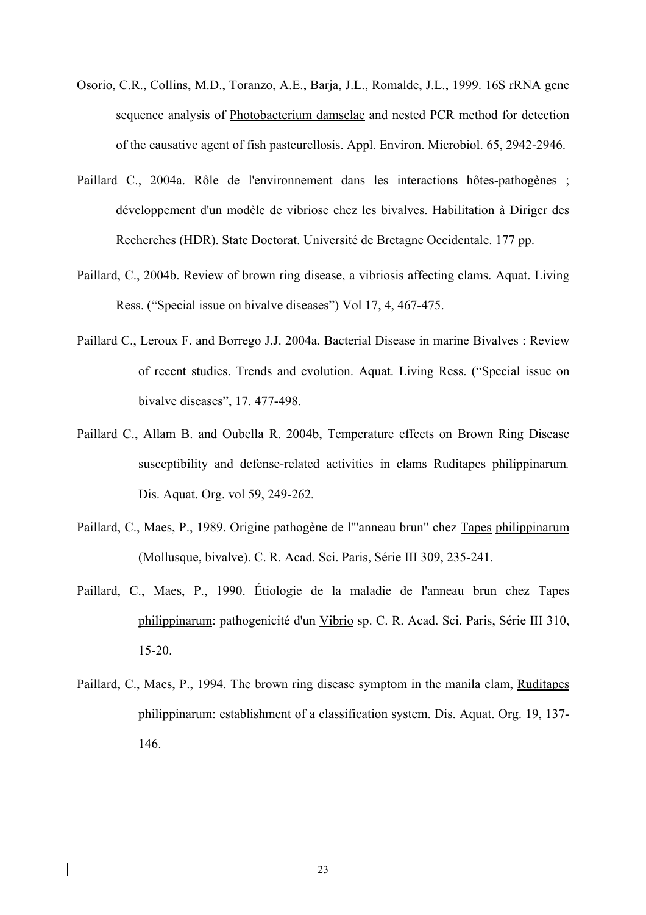Osorio, C.R., Collins, M.D., Toranzo, A.E., Barja, J.L., Romalde, J.L., 1999. 16S rRNA gene sequence analysis of Photobacterium damselae and nested PCR method for detection of the causative agent of fish pasteurellosis. Appl. Environ. Microbiol. 65, 2942-2946.

Paillard C., 2004a. Rôle de l'environnement dans les interactions hôtes-pathogènes ; développement d'un modèle de vibriose chez les bivalves. Habilitation à Diriger des Recherches (HDR). State Doctorat. Université de Bretagne Occidentale. 177 pp.

Paillard, C., 2004b. Review of brown ring disease, a vibriosis affecting clams. Aquat. Living Ress. ("Special issue on bivalve diseases") Vol 17, 4, 467-475.

Paillard C., Leroux F. and Borrego J.J. 2004a. Bacterial Disease in marine Bivalves : Review of recent studies. Trends and evolution. Aquat. Living Ress. ("Special issue on bivalve diseases", 17. 477-498.

Paillard C., Allam B. and Oubella R. 2004b, Temperature effects on Brown Ring Disease susceptibility and defense-related activities in clams Ruditapes philippinarum. Dis. Aquat. Org. vol 59, 249-262.

Paillard, C., Maes, P., 1989. Origine pathogène de l'"anneau brun" chez Tapes philippinarum (Mollusque, bivalve). C. R. Acad. Sci. Paris, Série III 309, 235-241.

Paillard, C., Maes, P., 1990. Étiologie de la maladie de l'anneau brun chez Tapes philippinarum: pathogenicité d'un Vibrio sp. C. R. Acad. Sci. Paris, Série III 310, 15-20.

Paillard, C., Maes, P., 1994. The brown ring disease symptom in the manila clam, Ruditapes philippinarum: establishment of a classification system. Dis. Aquat. Org. 19, 137-146.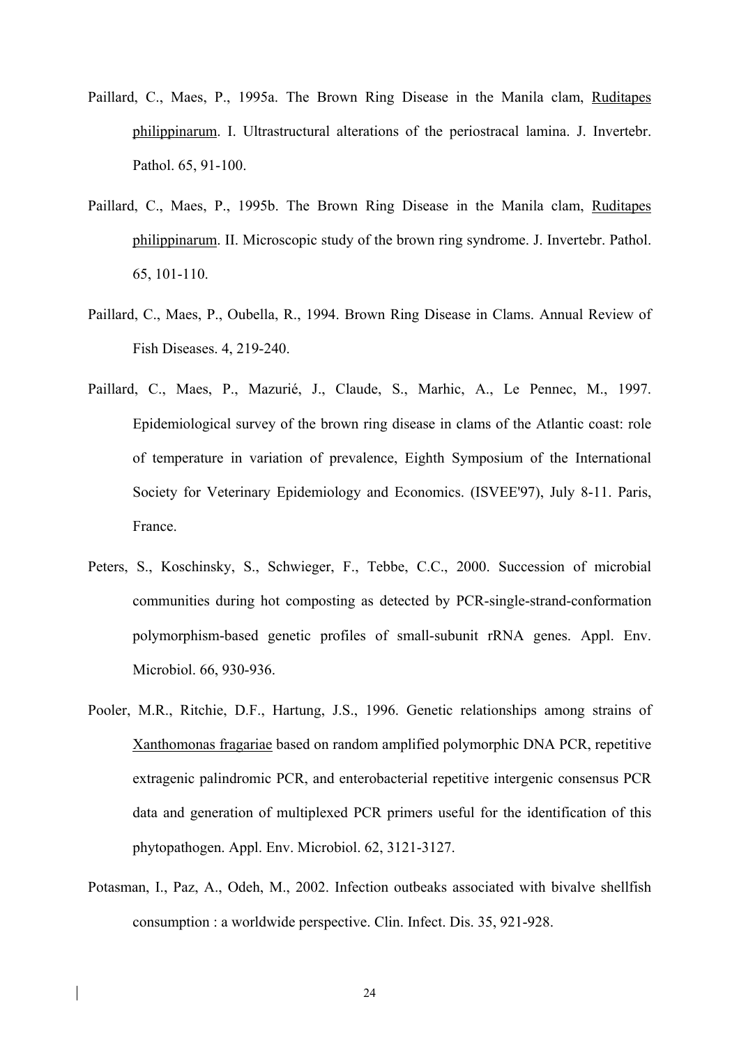Paillard, C., Maes, P., 1995a. The Brown Ring Disease in the Manila clam, Ruditapes philippinarum. I. Ultrastructural alterations of the periostracal lamina. J. Invertebr. Pathol. 65, 91-100.

Paillard, C., Maes, P., 1995b. The Brown Ring Disease in the Manila clam, Ruditapes philippinarum. II. Microscopic study of the brown ring syndrome. J. Invertebr. Pathol. 65, 101-110.

Paillard, C., Maes, P., Oubella, R., 1994. Brown Ring Disease in Clams. Annual Review of Fish Diseases. 4, 219-240.

Paillard, C., Maes, P., Mazurié, J., Claude, S., Marhic, A., Le Pennec, M., 1997. Epidemiological survey of the brown ring disease in clams of the Atlantic coast: role of temperature in variation of prevalence, Eighth Symposium of the International Society for Veterinary Epidemiology and Economics. (ISVEE'97), July 8-11. Paris, France.

Peters, S., Koschinsky, S., Schwieger, F., Tebbe, C.C., 2000. Succession of microbial communities during hot composting as detected by PCR-single-strand-conformation polymorphism-based genetic profiles of small-subunit rRNA genes. Appl. Env. Microbiol. 66, 930-936.

Pooler, M.R., Ritchie, D.F., Hartung, J.S., 1996. Genetic relationships among strains of Xanthomonas fragariae based on random amplified polymorphic DNA PCR, repetitive extragenic palindromic PCR, and enterobacterial repetitive intergenic consensus PCR data and generation of multiplexed PCR primers useful for the identification of this phytopathogen. Appl. Env. Microbiol. 62, 3121-3127.

Potasman, I., Paz, A., Odeh, M., 2002. Infection outbeaks associated with bivalve shellfish consumption : a worldwide perspective. Clin. Infect. Dis. 35, 921-928.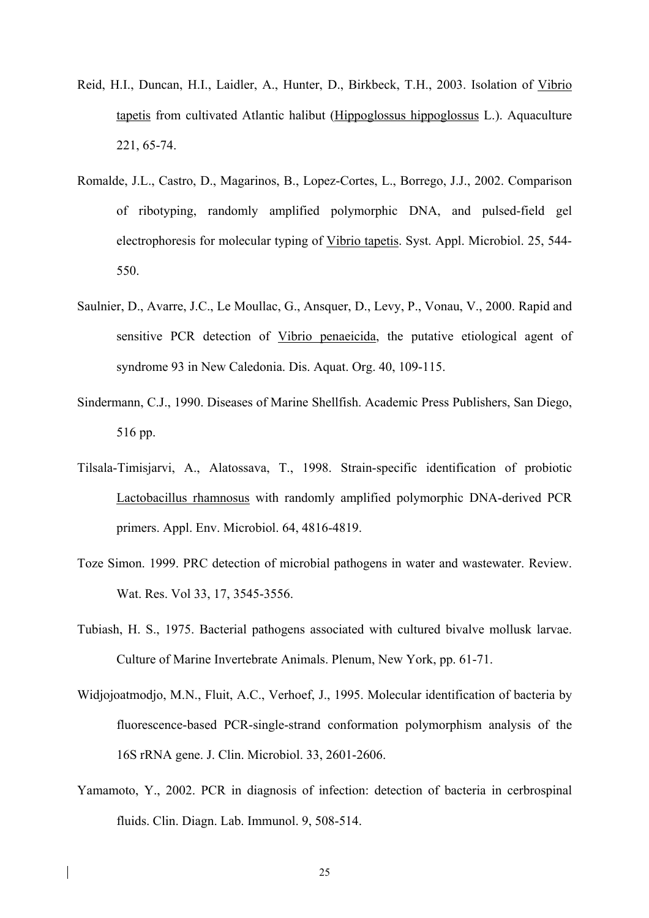Reid, H.I., Duncan, H.I., Laidler, A., Hunter, D., Birkbeck, T.H., 2003. Isolation of Vibrio tapetis from cultivated Atlantic halibut (Hippoglossus hippoglossus L.). Aquaculture 221, 65-74.

Romalde, J.L., Castro, D., Magarinos, B., Lopez-Cortes, L., Borrego, J.J., 2002. Comparison of ribotyping, randomly amplified polymorphic DNA, and pulsed-field gel electrophoresis for molecular typing of Vibrio tapetis. Syst. Appl. Microbiol. 25, 544-550.

Saulnier, D., Avarre, J.C., Le Moullac, G., Ansquer, D., Levy, P., Vonau, V., 2000. Rapid and sensitive PCR detection of Vibrio penaeicida, the putative etiological agent of syndrome 93 in New Caledonia. Dis. Aquat. Org. 40, 109-115.

Sindermann, C.J., 1990. Diseases of Marine Shellfish. Academic Press Publishers, San Diego, 516 pp.

Tilsala-Timisjarvi, A., Alatossava, T., 1998. Strain-specific identification of probiotic Lactobacillus rhamnosus with randomly amplified polymorphic DNA-derived PCR primers. Appl. Env. Microbiol. 64, 4816-4819.

Toze Simon. 1999. PRC detection of microbial pathogens in water and wastewater. Review. Wat. Res. Vol 33, 17, 3545-3556.

Tubiash, H. S., 1975. Bacterial pathogens associated with cultured bivalve mollusk larvae. Culture of Marine Invertebrate Animals. Plenum, New York, pp. 61-71.

Widjojoatmodjo, M.N., Fluit, A.C., Verhoef, J., 1995. Molecular identification of bacteria by fluorescence-based PCR-single-strand conformation polymorphism analysis of the 16S rRNA gene. J. Clin. Microbiol. 33, 2601-2606.

Yamamoto, Y., 2002. PCR in diagnosis of infection: detection of bacteria in cerbrospinal fluids. Clin. Diagn. Lab. Immunol. 9, 508-514.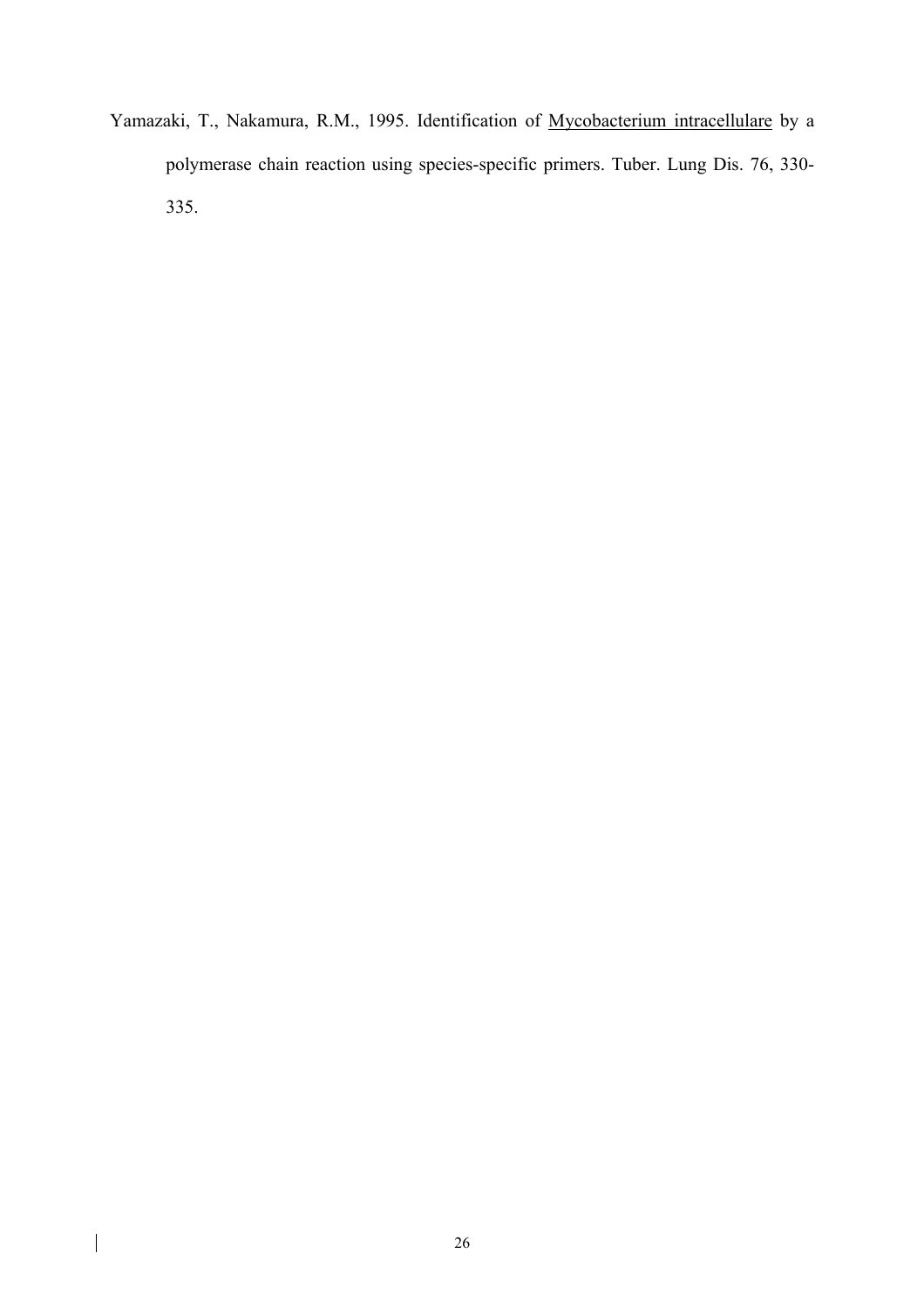Yamazaki, T., Nakamura, R.M., 1995. Identification of Mycobacterium intracellulare by a polymerase chain reaction using species-specific primers. Tuber. Lung Dis. 76, 330-335.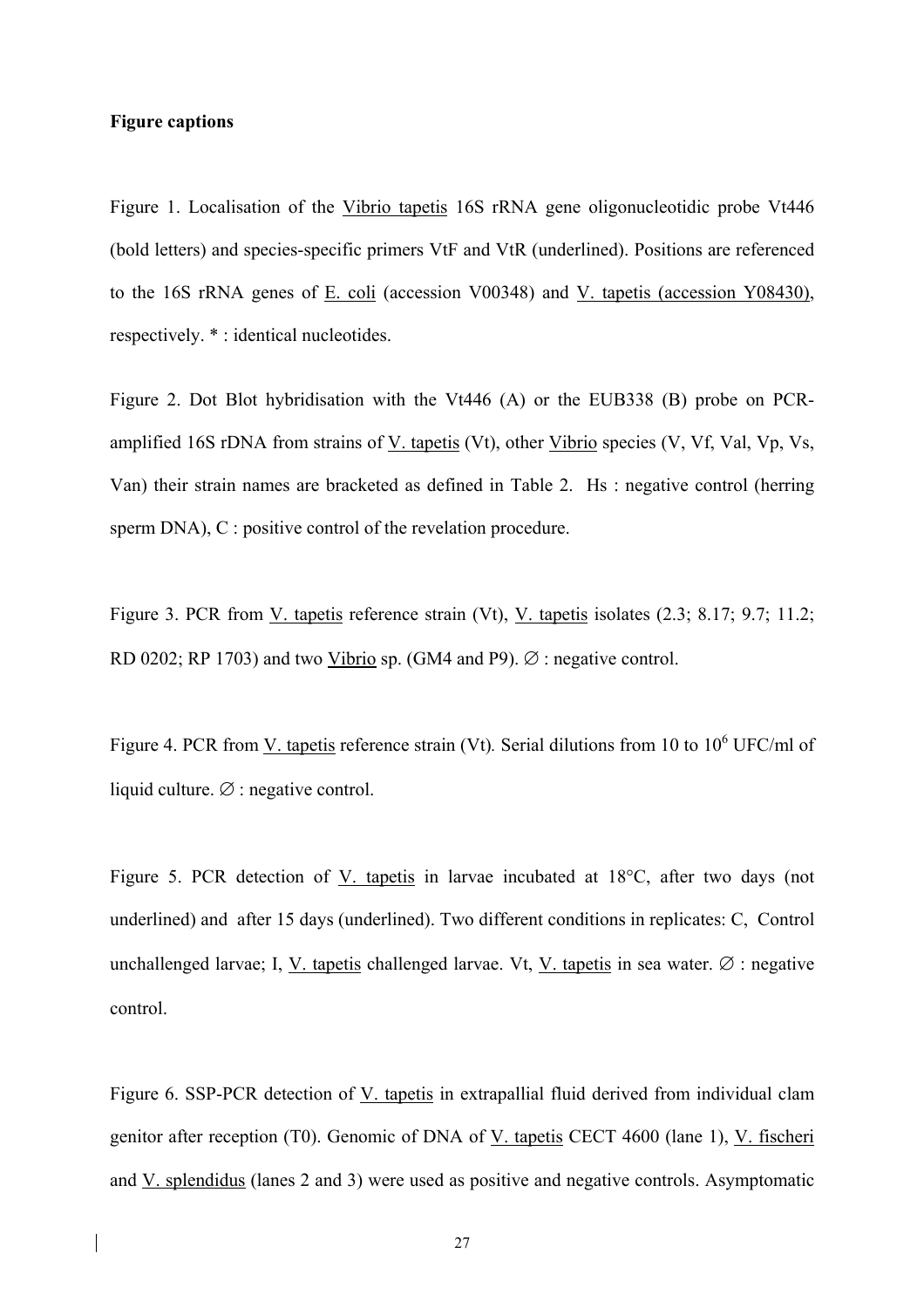**Figure captions**

Figure 1. Localisation of the Vibrio tapetis 16S rRNA gene oligonucleotidic probe Vt446 (bold letters) and species-specific primers VtF and VtR (underlined). Positions are referenced to the 16S rRNA genes of E. coli (accession V00348) and V. tapetis (accession Y08430), respectively. * : identical nucleotides.

Figure 2. Dot Blot hybridisation with the Vt446 (A) or the EUB338 (B) probe on PCR-amplified 16S rDNA from strains of V. tapetis (Vt), other Vibrio species (V, Vf, Val, Vp, Vs, Van) their strain names are bracketed as defined in Table 2. Hs : negative control (herring sperm DNA), C : positive control of the revelation procedure.

Figure 3. PCR from V. tapetis reference strain (Vt), V. tapetis isolates (2.3; 8.17; 9.7; 11.2; RD 0202; RP 1703) and two Vibrio sp. (GM4 and P9). ∅ : negative control.

Figure 4. PCR from V. tapetis reference strain (Vt). Serial dilutions from 10 to $10^6$ UFC/ml of liquid culture. ∅ : negative control.

Figure 5. PCR detection of V. tapetis in larvae incubated at 18°C, after two days (not underlined) and after 15 days (underlined). Two different conditions in replicates: C, Control unchallenged larvae; I, V. tapetis challenged larvae. Vt, V. tapetis in sea water. ∅ : negative control.

Figure 6. SSP-PCR detection of V. tapetis in extrapallial fluid derived from individual clam genitor after reception (T0). Genomic of DNA of V. tapetis CECT 4600 (lane 1), V. fischeri and V. splendidus (lanes 2 and 3) were used as positive and negative controls. Asymptomatic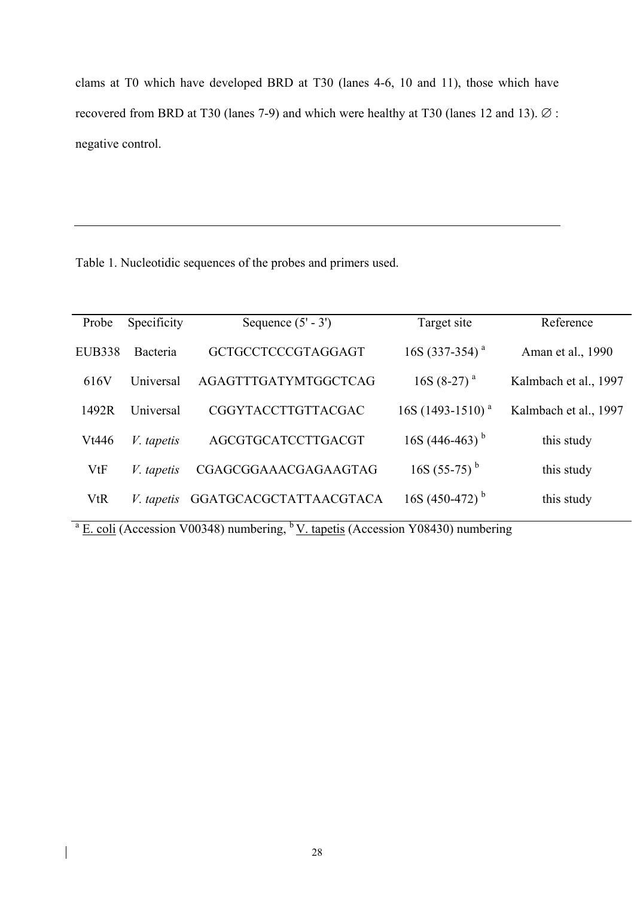clams at T0 which have developed BRD at T30 (lanes 4-6, 10 and 11), those which have recovered from BRD at T30 (lanes 7-9) and which were healthy at T30 (lanes 12 and 13). ∅ : negative control.

---

Table 1. Nucleotidic sequences of the probes and primers used.

| Probe | Specificity | Sequence (5' - 3') | Target site | Reference |
|---|---|---|---|---|
| EUB338 | Bacteria | GCTGCCTCCCGTAGGAGT | 16S (337-354) [a] | Aman et al., 1990 |
| 616V | Universal | AGAGTTTGATYMTGGCTCAG | 16S (8-27) [a] | Kalmbach et al., 1997 |
| 1492R | Universal | CGGYTACCTTGTTACGAC | 16S (1493-1510) [a] | Kalmbach et al., 1997 |
| Vt446 | *V. tapetis* | AGCGTGCATCCTTGACGT | 16S (446-463) [b] | this study |
| VtF | *V. tapetis* | CGAGCGGAAACGAGAAGTAG | 16S (55-75) [b] | this study |
| VtR | *V. tapetis* | GGATGCACGCTATTAACGTACA | 16S (450-472) [b] | this study |

[a] E. coli (Accession V00348) numbering, [b] V. tapetis (Accession Y08430) numbering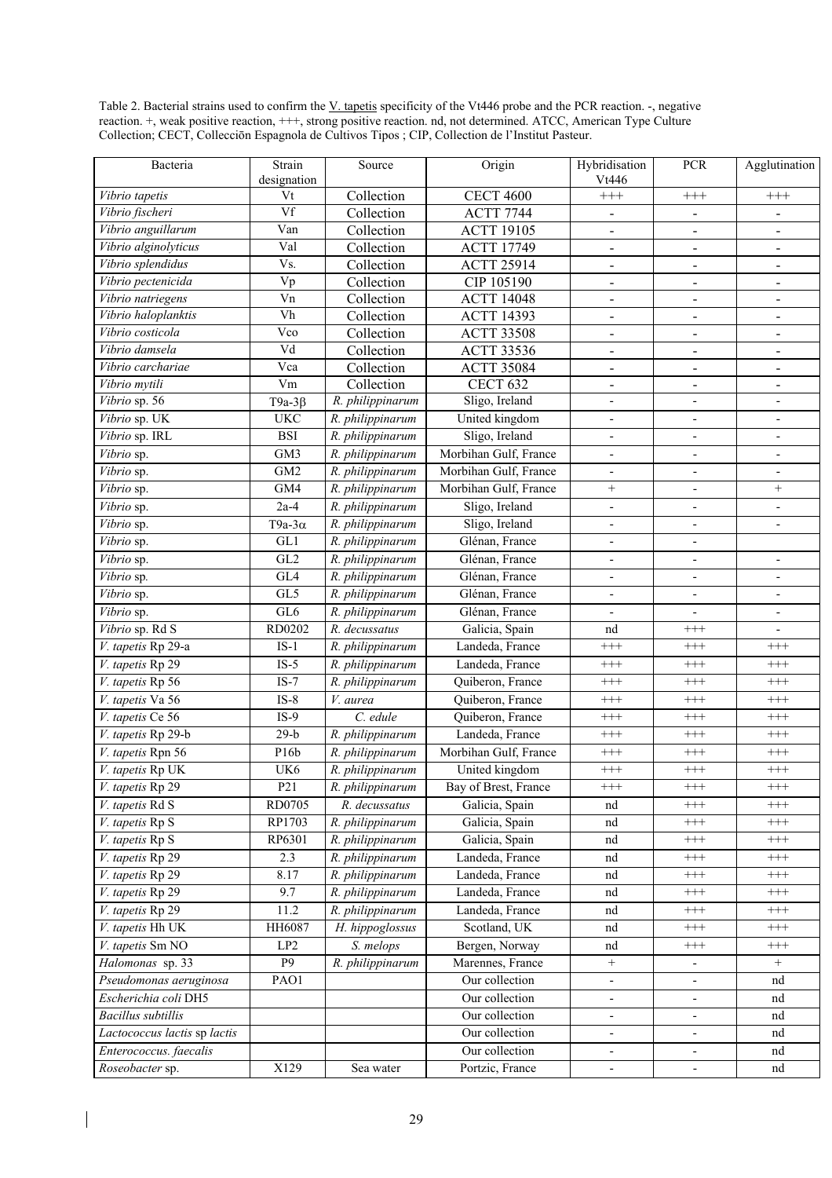Table 2. Bacterial strains used to confirm the V. tapetis specificity of the Vt446 probe and the PCR reaction. -, negative reaction. +, weak positive reaction, +++, strong positive reaction. nd, not determined. ATCC, American Type Culture Collection; CECT, Colleccīon Espagnola de Cultivos Tipos ; CIP, Collection de l'Institut Pasteur.

| Bacteria | Strain designation | Source | Origin | Hybridisation Vt446 | PCR | Agglutination |
|---|---|---|---|---|---|---|
| *Vibrio tapetis* | Vt | Collection | CECT 4600 | +++ | +++ | +++ |
| *Vibrio fischeri* | Vf | Collection | ACTT 7744 | - | - | - |
| *Vibrio anguillarum* | Van | Collection | ACTT 19105 | - | - | - |
| *Vibrio alginolyticus* | Val | Collection | ACTT 17749 | - | - | - |
| *Vibrio splendidus* | Vs. | Collection | ACTT 25914 | - | - | - |
| *Vibrio pectenicida* | Vp | Collection | CIP 105190 | - | - | - |
| *Vibrio natriegens* | Vn | Collection | ACTT 14048 | - | - | - |
| *Vibrio haloplanktis* | Vh | Collection | ACTT 14393 | - | - | - |
| *Vibrio costicola* | Vco | Collection | ACTT 33508 | - | - | - |
| *Vibrio damsela* | Vd | Collection | ACTT 33536 | - | - | - |
| *Vibrio carchariae* | Vca | Collection | ACTT 35084 | - | - | - |
| *Vibrio mytili* | Vm | Collection | CECT 632 | - | - | - |
| *Vibrio* sp. 56 | T9a-3β | *R. philippinarum* | Sligo, Ireland | - | - | - |
| *Vibrio* sp. UK | UKC | *R. philippinarum* | United kingdom | - | - | - |
| *Vibrio* sp. IRL | BSI | *R. philippinarum* | Sligo, Ireland | - | - | - |
| *Vibrio* sp. | GM3 | *R. philippinarum* | Morbihan Gulf, France | - | - | - |
| *Vibrio* sp. | GM2 | *R. philippinarum* | Morbihan Gulf, France | - | - | - |
| *Vibrio* sp. | GM4 | *R. philippinarum* | Morbihan Gulf, France | + | - | + |
| *Vibrio* sp. | 2a-4 | *R. philippinarum* | Sligo, Ireland | - | - | - |
| *Vibrio* sp. | T9a-3α | *R. philippinarum* | Sligo, Ireland | - | - | - |
| *Vibrio* sp. | GL1 | *R. philippinarum* | Glénan, France | - | - | |
| *Vibrio* sp. | GL2 | *R. philippinarum* | Glénan, France | - | - | - |
| *Vibrio* sp. | GL4 | *R. philippinarum* | Glénan, France | - | - | - |
| *Vibrio* sp. | GL5 | *R. philippinarum* | Glénan, France | - | - | - |
| *Vibrio* sp. | GL6 | *R. philippinarum* | Glénan, France | - | - | - |
| *Vibrio* sp. Rd S | RD0202 | *R. decussatus* | Galicia, Spain | nd | +++ | - |
| *V. tapetis* Rp 29-a | IS-1 | *R. philippinarum* | Landeda, France | +++ | +++ | +++ |
| *V. tapetis* Rp 29 | IS-5 | *R. philippinarum* | Landeda, France | +++ | +++ | +++ |
| *V. tapetis* Rp 56 | IS-7 | *R. philippinarum* | Quiberon, France | +++ | +++ | +++ |
| *V. tapetis* Va 56 | IS-8 | *V. aurea* | Quiberon, France | +++ | +++ | +++ |
| *V. tapetis* Ce 56 | IS-9 | *C. edule* | Quiberon, France | +++ | +++ | +++ |
| *V. tapetis* Rp 29-b | 29-b | *R. philippinarum* | Landeda, France | +++ | +++ | +++ |
| *V. tapetis* Rpn 56 | P16b | *R. philippinarum* | Morbihan Gulf, France | +++ | +++ | +++ |
| *V. tapetis* Rp UK | UK6 | *R. philippinarum* | United kingdom | +++ | +++ | +++ |
| *V. tapetis* Rp 29 | P21 | *R. philippinarum* | Bay of Brest, France | +++ | +++ | +++ |
| *V. tapetis* Rd S | RD0705 | *R. decussatus* | Galicia, Spain | nd | +++ | +++ |
| *V. tapetis* Rp S | RP1703 | *R. philippinarum* | Galicia, Spain | nd | +++ | +++ |
| *V. tapetis* Rp S | RP6301 | *R. philippinarum* | Galicia, Spain | nd | +++ | +++ |
| *V. tapetis* Rp 29 | 2.3 | *R. philippinarum* | Landeda, France | nd | +++ | +++ |
| *V. tapetis* Rp 29 | 8.17 | *R. philippinarum* | Landeda, France | nd | +++ | +++ |
| *V. tapetis* Rp 29 | 9.7 | *R. philippinarum* | Landeda, France | nd | +++ | +++ |
| *V. tapetis* Rp 29 | 11.2 | *R. philippinarum* | Landeda, France | nd | +++ | +++ |
| *V. tapetis* Hh UK | HH6087 | *H. hippoglossus* | Scotland, UK | nd | +++ | +++ |
| *V. tapetis* Sm NO | LP2 | *S. melops* | Bergen, Norway | nd | +++ | +++ |
| *Halomonas* sp. 33 | P9 | *R. philippinarum* | Marennes, France | + | - | + |
| *Pseudomonas aeruginosa* | PAO1 | | Our collection | - | - | nd |
| *Escherichia coli* DH5 | | | Our collection | - | - | nd |
| *Bacillus subtillis* | | | Our collection | - | - | nd |
| *Lactococcus lactis* sp *lactis* | | | Our collection | - | - | nd |
| *Enterococcus. faecalis* | | | Our collection | - | - | nd |
| *Roseobacter* sp. | X129 | Sea water | Portzic, France | - | - | nd |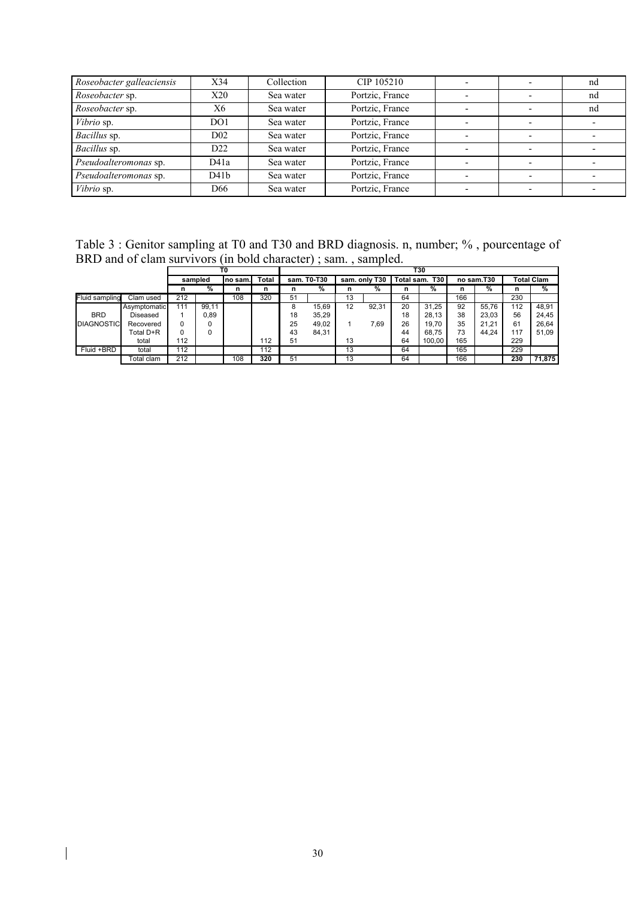| *Roseobacter galleaciensis* | X34 | Collection | CIP 105210 | - | - | nd |
|---|---|---|---|---|---|---|
| *Roseobacter* sp. | X20 | Sea water | Portzic, France | - | - | nd |
| *Roseobacter* sp. | X6 | Sea water | Portzic, France | - | - | nd |
| *Vibrio* sp. | DO1 | Sea water | Portzic, France | - | - | - |
| *Bacillus* sp. | D02 | Sea water | Portzic, France | - | - | - |
| *Bacillus* sp. | D22 | Sea water | Portzic, France | - | - | - |
| *Pseudoalteromonas* sp. | D41a | Sea water | Portzic, France | - | - | - |
| *Pseudoalteromonas* sp. | D41b | Sea water | Portzic, France | - | - | - |
| *Vibrio* sp. | D66 | Sea water | Portzic, France | - | - | - |

Table 3 : Genitor sampling at T0 and T30 and BRD diagnosis. n, number; % , pourcentage of BRD and of clam survivors (in bold character) ; sam. , sampled.

| | | T0 | | | | T30 | | | | | | | | | |
|---|---|---|---|---|---|---|---|---|---|---|---|---|---|---|---|
| | | sampled | | no sam. | Total | sam. T0-T30 | | sam. only T30 | | Total sam. T30 | | no sam.T30 | | Total Clam | |
| | | n | % | n | n | n | % | n | % | n | % | n | % | n | % |
| Fluid sampling | Clam used | 212 | | 108 | 320 | 51 | | 13 | | 64 | | 166 | | 230 | |
| BRD DIAGNOSTIC | Asymptomatic | 111 | 99,11 | | | 8 | 15,69 | 12 | 92,31 | 20 | 31,25 | 92 | 55,76 | 112 | 48,91 |
| | Diseased | 1 | 0,89 | | | 18 | 35,29 | | | 18 | 28,13 | 38 | 23,03 | 56 | 24,45 |
| | Recovered | 0 | 0 | | | 25 | 49,02 | 1 | 7,69 | 26 | 19,70 | 35 | 21,21 | 61 | 26,64 |
| | Total D+R | 0 | 0 | | | 43 | 84,31 | | | 44 | 68,75 | 73 | 44,24 | 117 | 51,09 |
| | total | 112 | | | 112 | 51 | | 13 | | 64 | 100,00 | 165 | | 229 | |
| Fluid +BRD | total | 112 | | | 112 | | | 13 | | 64 | | 165 | | 229 | |
| | Total clam | 212 | | 108 | **320** | 51 | | 13 | | 64 | | 166 | | **230** | **71,875** |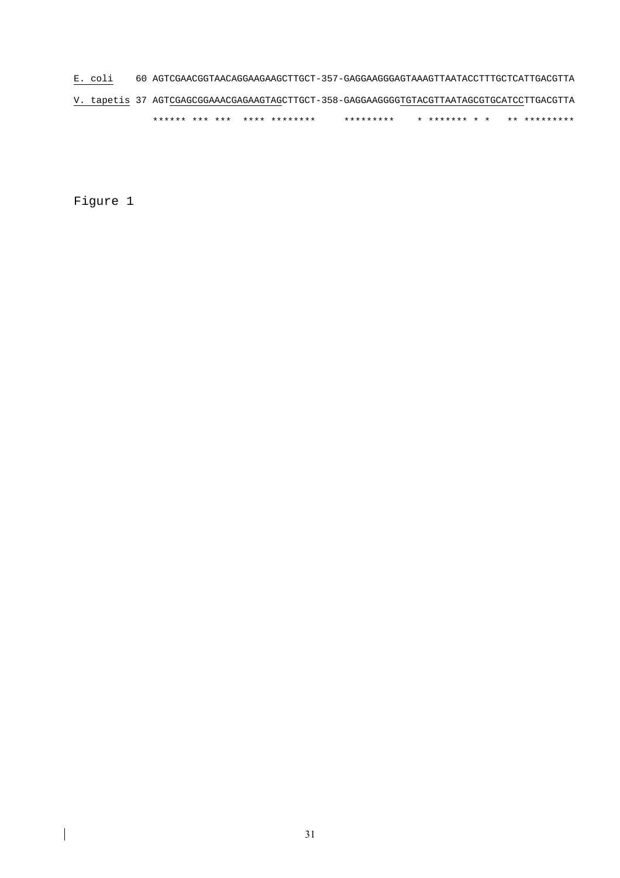```
E. coli     60 AGTCGAACGGTAACAGGAAGAAGCTTGCT-357-GAGGAAGGGAGTAAAGTTAATACCTTTGCTCATTGACGTTA
V. tapetis  37 AGTCGAGCGGAAACGAGAAGTAGCTTGCT-358-GAGGAAGGGGTGTACGTTAATAGCGTGCATCCTTGACGTTA
               ****** *** ***  **** ********      *********    * ******* * *    ** *********
```

Figure 1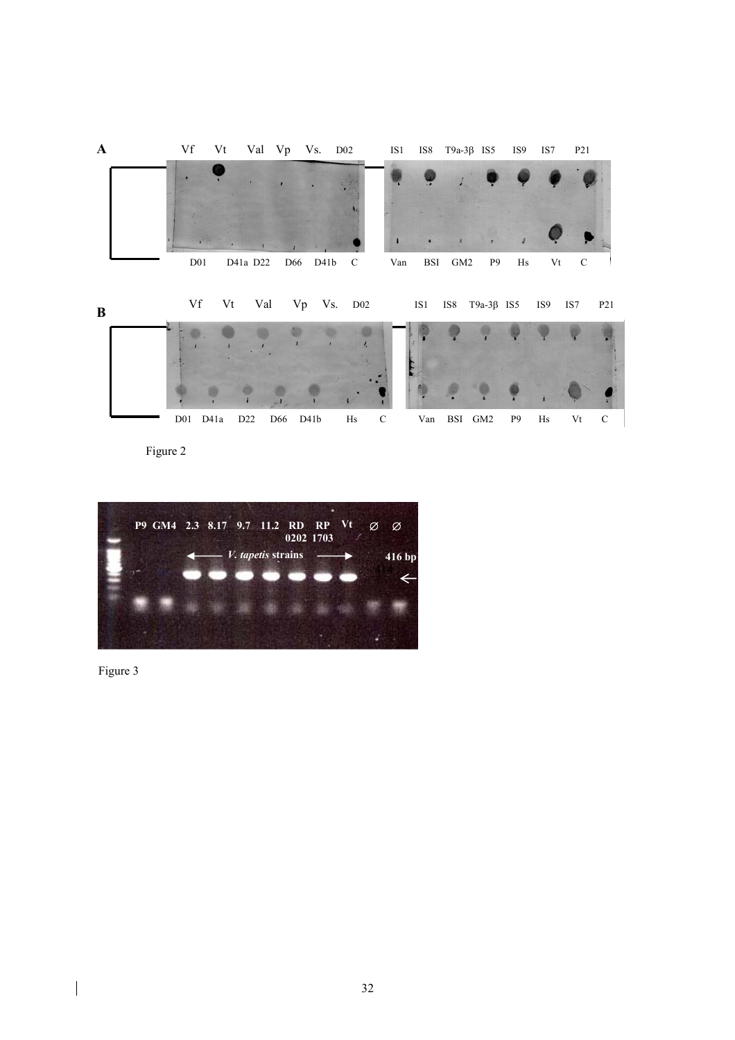Figure 2

Figure 3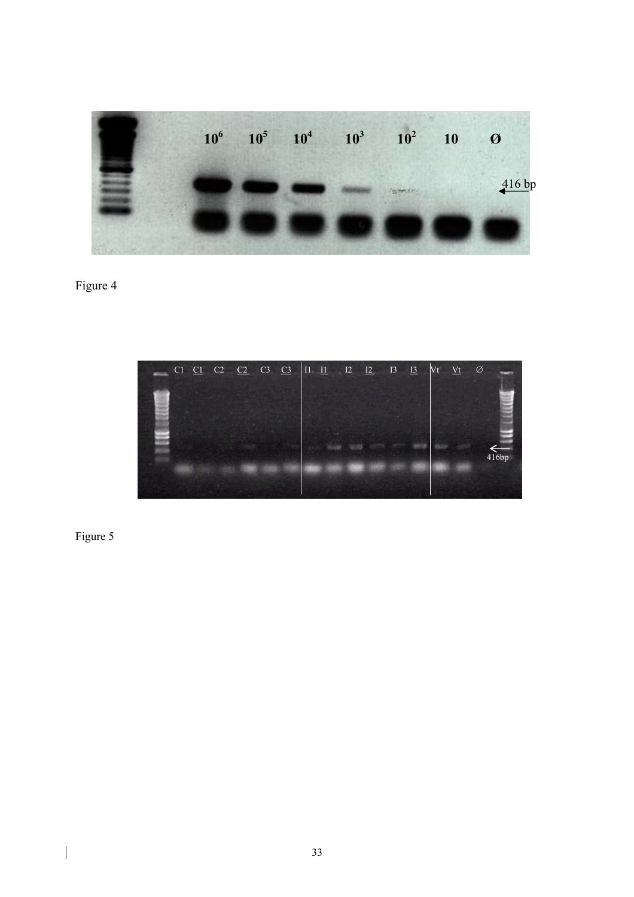Figure 4

Figure 5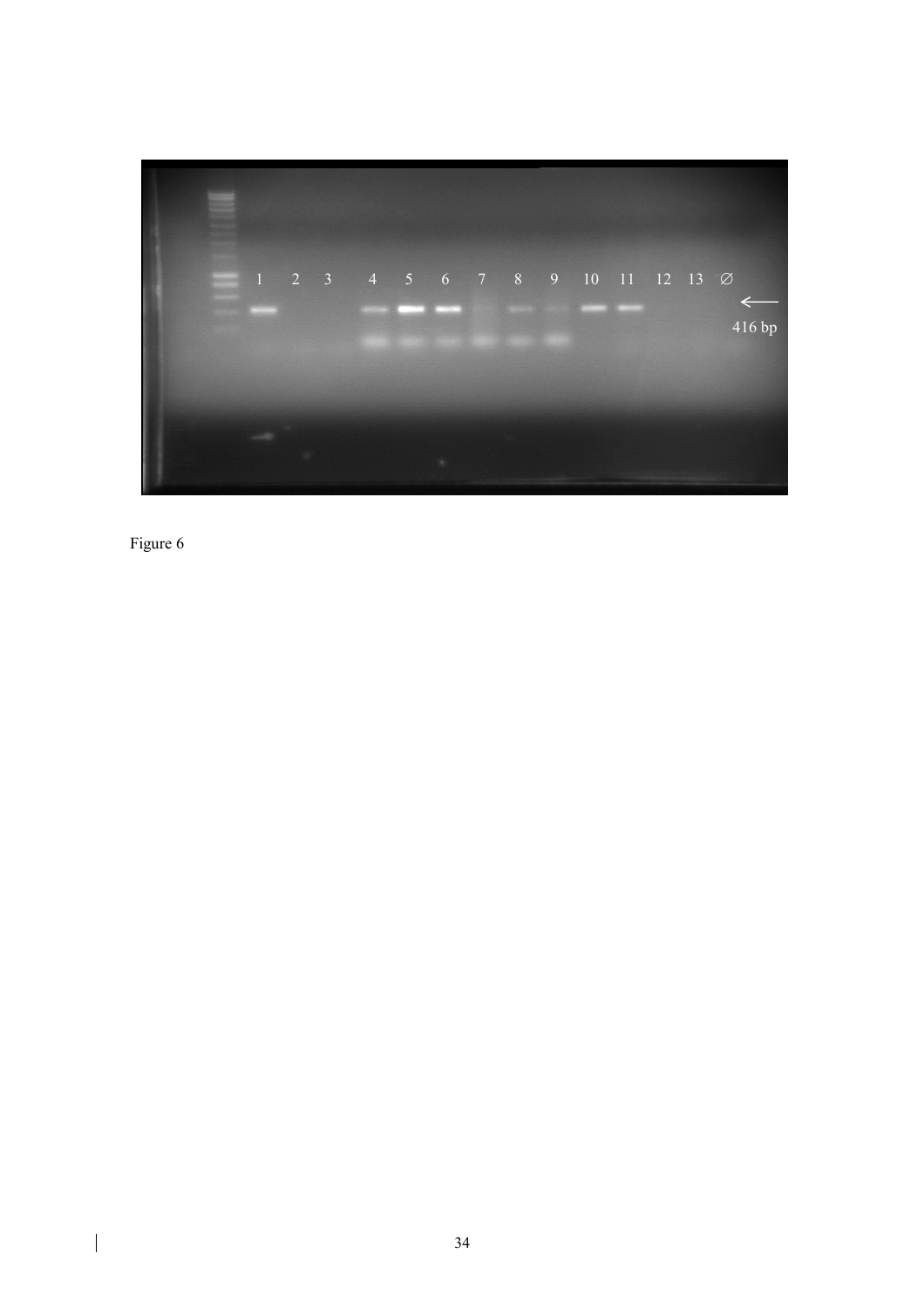1 2 3 4 5 6 7 8 9 10 11 12 13 ∅

416 bp

Figure 6